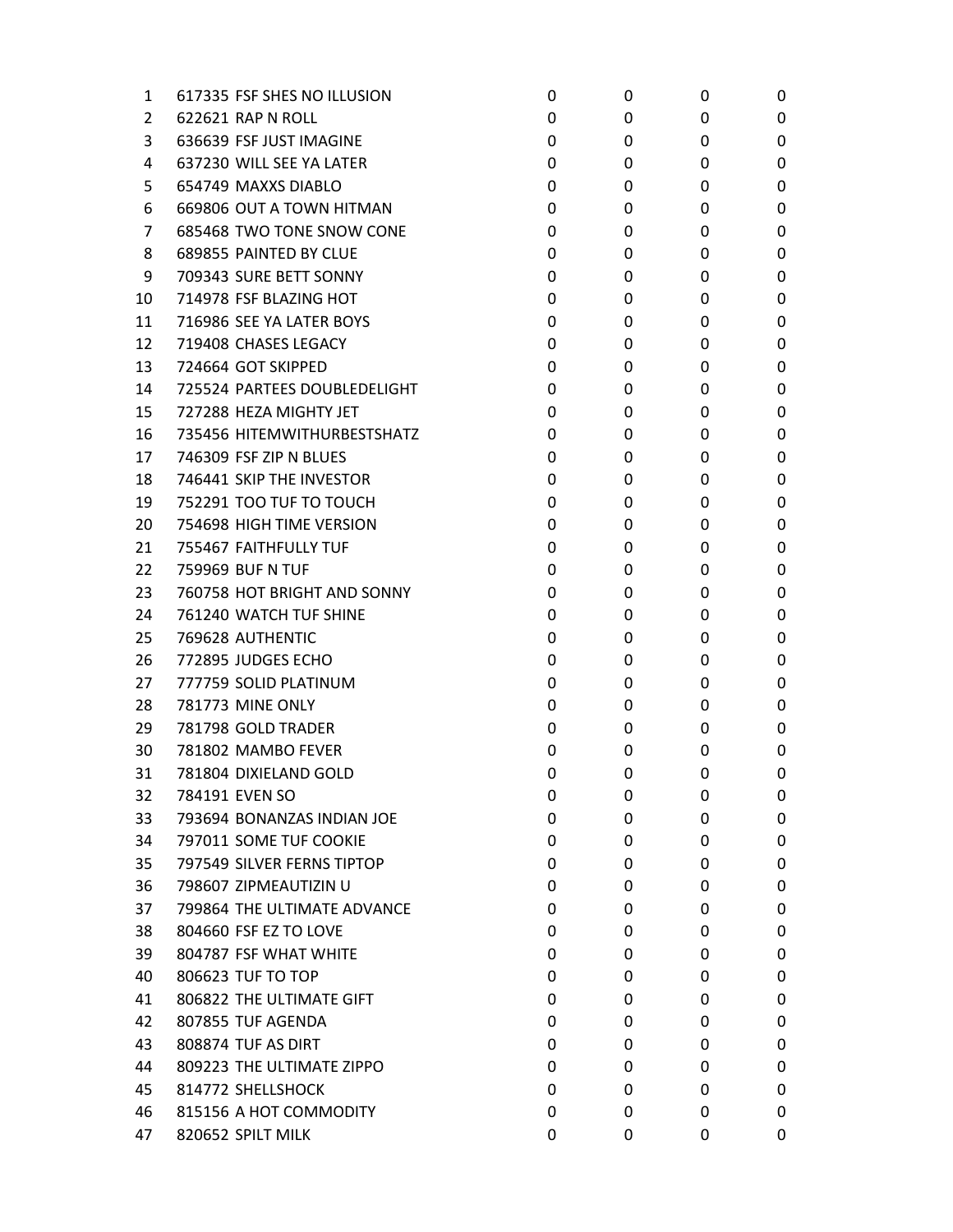| | | | | | |
|---|---|---|---|---|---|
| 1 | 617335 FSF SHES NO ILLUSION | 0 | 0 | 0 | 0 |
| 2 | 622621 RAP N ROLL | 0 | 0 | 0 | 0 |
| 3 | 636639 FSF JUST IMAGINE | 0 | 0 | 0 | 0 |
| 4 | 637230 WILL SEE YA LATER | 0 | 0 | 0 | 0 |
| 5 | 654749 MAXXS DIABLO | 0 | 0 | 0 | 0 |
| 6 | 669806 OUT A TOWN HITMAN | 0 | 0 | 0 | 0 |
| 7 | 685468 TWO TONE SNOW CONE | 0 | 0 | 0 | 0 |
| 8 | 689855 PAINTED BY CLUE | 0 | 0 | 0 | 0 |
| 9 | 709343 SURE BETT SONNY | 0 | 0 | 0 | 0 |
| 10 | 714978 FSF BLAZING HOT | 0 | 0 | 0 | 0 |
| 11 | 716986 SEE YA LATER BOYS | 0 | 0 | 0 | 0 |
| 12 | 719408 CHASES LEGACY | 0 | 0 | 0 | 0 |
| 13 | 724664 GOT SKIPPED | 0 | 0 | 0 | 0 |
| 14 | 725524 PARTEES DOUBLEDELIGHT | 0 | 0 | 0 | 0 |
| 15 | 727288 HEZA MIGHTY JET | 0 | 0 | 0 | 0 |
| 16 | 735456 HITEMWITHURBESTSHATZ | 0 | 0 | 0 | 0 |
| 17 | 746309 FSF ZIP N BLUES | 0 | 0 | 0 | 0 |
| 18 | 746441 SKIP THE INVESTOR | 0 | 0 | 0 | 0 |
| 19 | 752291 TOO TUF TO TOUCH | 0 | 0 | 0 | 0 |
| 20 | 754698 HIGH TIME VERSION | 0 | 0 | 0 | 0 |
| 21 | 755467 FAITHFULLY TUF | 0 | 0 | 0 | 0 |
| 22 | 759969 BUF N TUF | 0 | 0 | 0 | 0 |
| 23 | 760758 HOT BRIGHT AND SONNY | 0 | 0 | 0 | 0 |
| 24 | 761240 WATCH TUF SHINE | 0 | 0 | 0 | 0 |
| 25 | 769628 AUTHENTIC | 0 | 0 | 0 | 0 |
| 26 | 772895 JUDGES ECHO | 0 | 0 | 0 | 0 |
| 27 | 777759 SOLID PLATINUM | 0 | 0 | 0 | 0 |
| 28 | 781773 MINE ONLY | 0 | 0 | 0 | 0 |
| 29 | 781798 GOLD TRADER | 0 | 0 | 0 | 0 |
| 30 | 781802 MAMBO FEVER | 0 | 0 | 0 | 0 |
| 31 | 781804 DIXIELAND GOLD | 0 | 0 | 0 | 0 |
| 32 | 784191 EVEN SO | 0 | 0 | 0 | 0 |
| 33 | 793694 BONANZAS INDIAN JOE | 0 | 0 | 0 | 0 |
| 34 | 797011 SOME TUF COOKIE | 0 | 0 | 0 | 0 |
| 35 | 797549 SILVER FERNS TIPTOP | 0 | 0 | 0 | 0 |
| 36 | 798607 ZIPMEAUTIZIN U | 0 | 0 | 0 | 0 |
| 37 | 799864 THE ULTIMATE ADVANCE | 0 | 0 | 0 | 0 |
| 38 | 804660 FSF EZ TO LOVE | 0 | 0 | 0 | 0 |
| 39 | 804787 FSF WHAT WHITE | 0 | 0 | 0 | 0 |
| 40 | 806623 TUF TO TOP | 0 | 0 | 0 | 0 |
| 41 | 806822 THE ULTIMATE GIFT | 0 | 0 | 0 | 0 |
| 42 | 807855 TUF AGENDA | 0 | 0 | 0 | 0 |
| 43 | 808874 TUF AS DIRT | 0 | 0 | 0 | 0 |
| 44 | 809223 THE ULTIMATE ZIPPO | 0 | 0 | 0 | 0 |
| 45 | 814772 SHELLSHOCK | 0 | 0 | 0 | 0 |
| 46 | 815156 A HOT COMMODITY | 0 | 0 | 0 | 0 |
| 47 | 820652 SPILT MILK | 0 | 0 | 0 | 0 |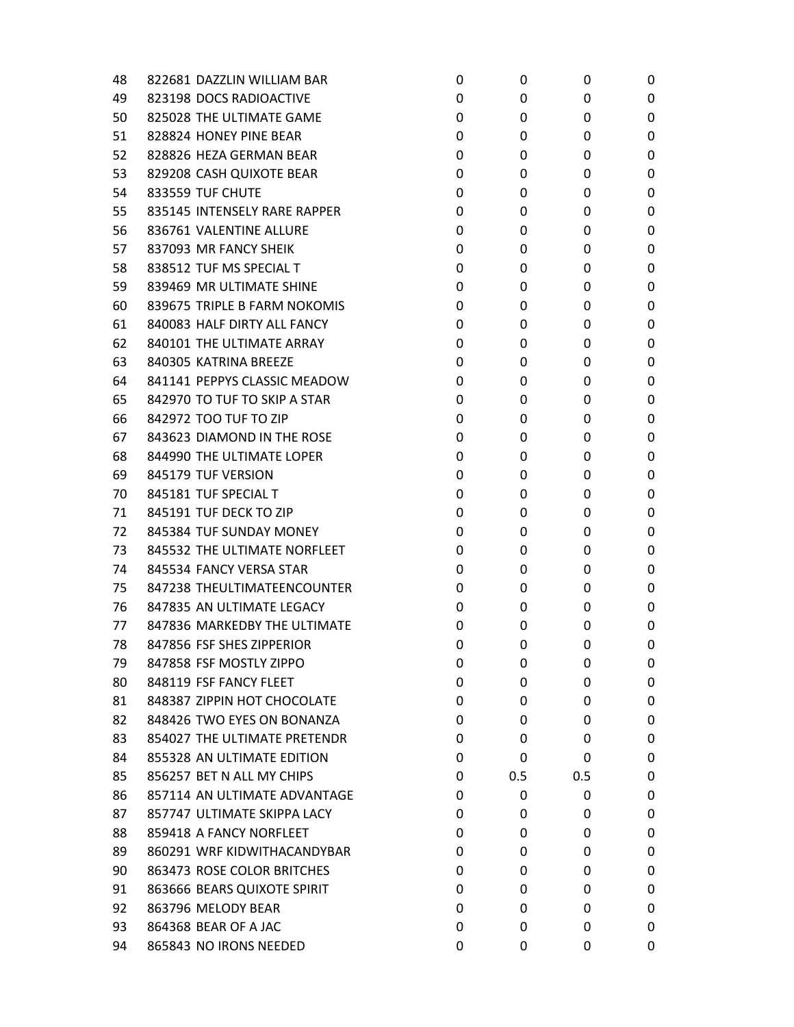| | | | | | |
|---|---|---|---|---|---|
| 48 | 822681 DAZZLIN WILLIAM BAR | 0 | 0 | 0 | 0 |
| 49 | 823198 DOCS RADIOACTIVE | 0 | 0 | 0 | 0 |
| 50 | 825028 THE ULTIMATE GAME | 0 | 0 | 0 | 0 |
| 51 | 828824 HONEY PINE BEAR | 0 | 0 | 0 | 0 |
| 52 | 828826 HEZA GERMAN BEAR | 0 | 0 | 0 | 0 |
| 53 | 829208 CASH QUIXOTE BEAR | 0 | 0 | 0 | 0 |
| 54 | 833559 TUF CHUTE | 0 | 0 | 0 | 0 |
| 55 | 835145 INTENSELY RARE RAPPER | 0 | 0 | 0 | 0 |
| 56 | 836761 VALENTINE ALLURE | 0 | 0 | 0 | 0 |
| 57 | 837093 MR FANCY SHEIK | 0 | 0 | 0 | 0 |
| 58 | 838512 TUF MS SPECIAL T | 0 | 0 | 0 | 0 |
| 59 | 839469 MR ULTIMATE SHINE | 0 | 0 | 0 | 0 |
| 60 | 839675 TRIPLE B FARM NOKOMIS | 0 | 0 | 0 | 0 |
| 61 | 840083 HALF DIRTY ALL FANCY | 0 | 0 | 0 | 0 |
| 62 | 840101 THE ULTIMATE ARRAY | 0 | 0 | 0 | 0 |
| 63 | 840305 KATRINA BREEZE | 0 | 0 | 0 | 0 |
| 64 | 841141 PEPPYS CLASSIC MEADOW | 0 | 0 | 0 | 0 |
| 65 | 842970 TO TUF TO SKIP A STAR | 0 | 0 | 0 | 0 |
| 66 | 842972 TOO TUF TO ZIP | 0 | 0 | 0 | 0 |
| 67 | 843623 DIAMOND IN THE ROSE | 0 | 0 | 0 | 0 |
| 68 | 844990 THE ULTIMATE LOPER | 0 | 0 | 0 | 0 |
| 69 | 845179 TUF VERSION | 0 | 0 | 0 | 0 |
| 70 | 845181 TUF SPECIAL T | 0 | 0 | 0 | 0 |
| 71 | 845191 TUF DECK TO ZIP | 0 | 0 | 0 | 0 |
| 72 | 845384 TUF SUNDAY MONEY | 0 | 0 | 0 | 0 |
| 73 | 845532 THE ULTIMATE NORFLEET | 0 | 0 | 0 | 0 |
| 74 | 845534 FANCY VERSA STAR | 0 | 0 | 0 | 0 |
| 75 | 847238 THEULTIMATEENCOUNTER | 0 | 0 | 0 | 0 |
| 76 | 847835 AN ULTIMATE LEGACY | 0 | 0 | 0 | 0 |
| 77 | 847836 MARKEDBY THE ULTIMATE | 0 | 0 | 0 | 0 |
| 78 | 847856 FSF SHES ZIPPERIOR | 0 | 0 | 0 | 0 |
| 79 | 847858 FSF MOSTLY ZIPPO | 0 | 0 | 0 | 0 |
| 80 | 848119 FSF FANCY FLEET | 0 | 0 | 0 | 0 |
| 81 | 848387 ZIPPIN HOT CHOCOLATE | 0 | 0 | 0 | 0 |
| 82 | 848426 TWO EYES ON BONANZA | 0 | 0 | 0 | 0 |
| 83 | 854027 THE ULTIMATE PRETENDR | 0 | 0 | 0 | 0 |
| 84 | 855328 AN ULTIMATE EDITION | 0 | 0 | 0 | 0 |
| 85 | 856257 BET N ALL MY CHIPS | 0 | 0.5 | 0.5 | 0 |
| 86 | 857114 AN ULTIMATE ADVANTAGE | 0 | 0 | 0 | 0 |
| 87 | 857747 ULTIMATE SKIPPA LACY | 0 | 0 | 0 | 0 |
| 88 | 859418 A FANCY NORFLEET | 0 | 0 | 0 | 0 |
| 89 | 860291 WRF KIDWITHACANDYBAR | 0 | 0 | 0 | 0 |
| 90 | 863473 ROSE COLOR BRITCHES | 0 | 0 | 0 | 0 |
| 91 | 863666 BEARS QUIXOTE SPIRIT | 0 | 0 | 0 | 0 |
| 92 | 863796 MELODY BEAR | 0 | 0 | 0 | 0 |
| 93 | 864368 BEAR OF A JAC | 0 | 0 | 0 | 0 |
| 94 | 865843 NO IRONS NEEDED | 0 | 0 | 0 | 0 |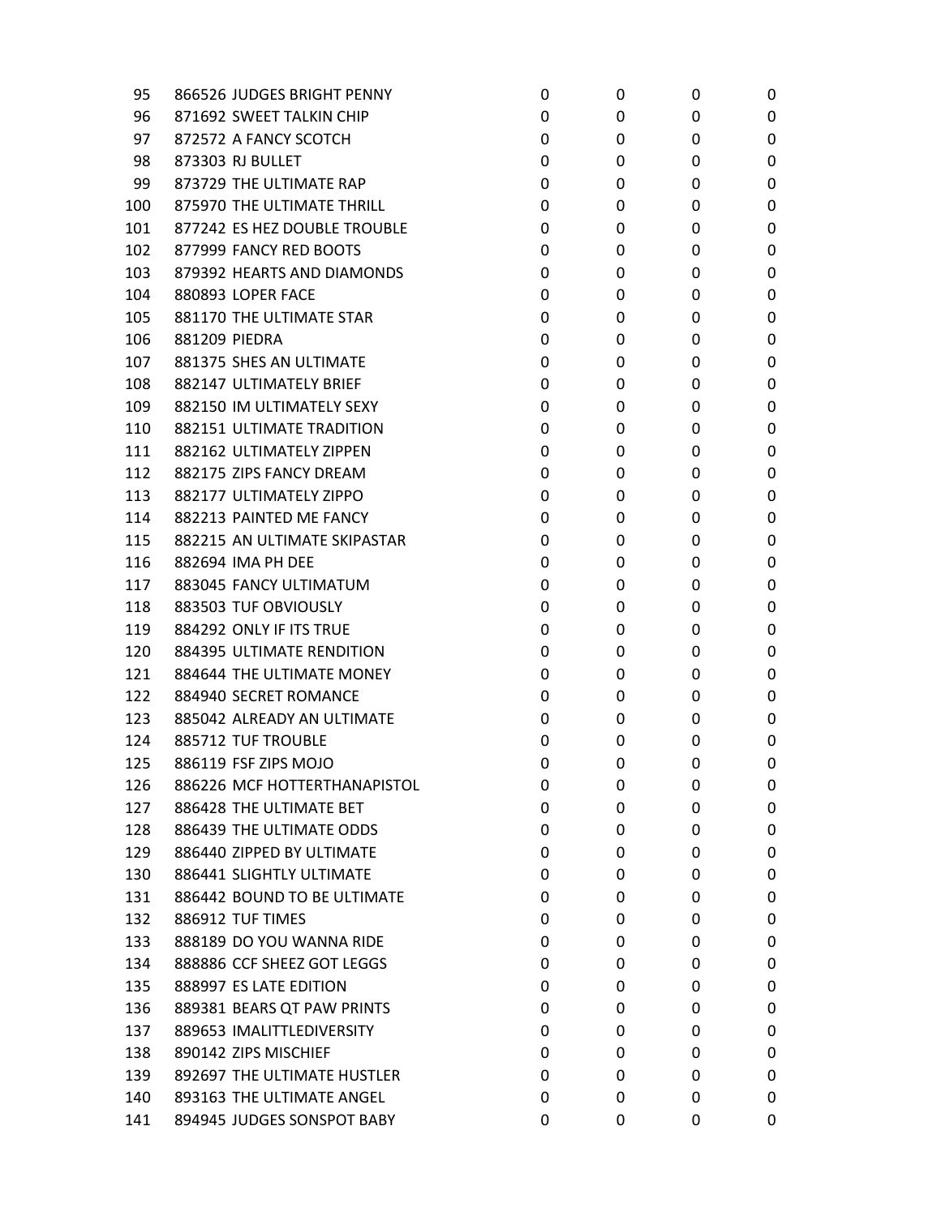| | | | | | |
|---|---|---|---|---|---|
| 95 | 866526 JUDGES BRIGHT PENNY | 0 | 0 | 0 | 0 |
| 96 | 871692 SWEET TALKIN CHIP | 0 | 0 | 0 | 0 |
| 97 | 872572 A FANCY SCOTCH | 0 | 0 | 0 | 0 |
| 98 | 873303 RJ BULLET | 0 | 0 | 0 | 0 |
| 99 | 873729 THE ULTIMATE RAP | 0 | 0 | 0 | 0 |
| 100 | 875970 THE ULTIMATE THRILL | 0 | 0 | 0 | 0 |
| 101 | 877242 ES HEZ DOUBLE TROUBLE | 0 | 0 | 0 | 0 |
| 102 | 877999 FANCY RED BOOTS | 0 | 0 | 0 | 0 |
| 103 | 879392 HEARTS AND DIAMONDS | 0 | 0 | 0 | 0 |
| 104 | 880893 LOPER FACE | 0 | 0 | 0 | 0 |
| 105 | 881170 THE ULTIMATE STAR | 0 | 0 | 0 | 0 |
| 106 | 881209 PIEDRA | 0 | 0 | 0 | 0 |
| 107 | 881375 SHES AN ULTIMATE | 0 | 0 | 0 | 0 |
| 108 | 882147 ULTIMATELY BRIEF | 0 | 0 | 0 | 0 |
| 109 | 882150 IM ULTIMATELY SEXY | 0 | 0 | 0 | 0 |
| 110 | 882151 ULTIMATE TRADITION | 0 | 0 | 0 | 0 |
| 111 | 882162 ULTIMATELY ZIPPEN | 0 | 0 | 0 | 0 |
| 112 | 882175 ZIPS FANCY DREAM | 0 | 0 | 0 | 0 |
| 113 | 882177 ULTIMATELY ZIPPO | 0 | 0 | 0 | 0 |
| 114 | 882213 PAINTED ME FANCY | 0 | 0 | 0 | 0 |
| 115 | 882215 AN ULTIMATE SKIPASTAR | 0 | 0 | 0 | 0 |
| 116 | 882694 IMA PH DEE | 0 | 0 | 0 | 0 |
| 117 | 883045 FANCY ULTIMATUM | 0 | 0 | 0 | 0 |
| 118 | 883503 TUF OBVIOUSLY | 0 | 0 | 0 | 0 |
| 119 | 884292 ONLY IF ITS TRUE | 0 | 0 | 0 | 0 |
| 120 | 884395 ULTIMATE RENDITION | 0 | 0 | 0 | 0 |
| 121 | 884644 THE ULTIMATE MONEY | 0 | 0 | 0 | 0 |
| 122 | 884940 SECRET ROMANCE | 0 | 0 | 0 | 0 |
| 123 | 885042 ALREADY AN ULTIMATE | 0 | 0 | 0 | 0 |
| 124 | 885712 TUF TROUBLE | 0 | 0 | 0 | 0 |
| 125 | 886119 FSF ZIPS MOJO | 0 | 0 | 0 | 0 |
| 126 | 886226 MCF HOTTERTHANAPISTOL | 0 | 0 | 0 | 0 |
| 127 | 886428 THE ULTIMATE BET | 0 | 0 | 0 | 0 |
| 128 | 886439 THE ULTIMATE ODDS | 0 | 0 | 0 | 0 |
| 129 | 886440 ZIPPED BY ULTIMATE | 0 | 0 | 0 | 0 |
| 130 | 886441 SLIGHTLY ULTIMATE | 0 | 0 | 0 | 0 |
| 131 | 886442 BOUND TO BE ULTIMATE | 0 | 0 | 0 | 0 |
| 132 | 886912 TUF TIMES | 0 | 0 | 0 | 0 |
| 133 | 888189 DO YOU WANNA RIDE | 0 | 0 | 0 | 0 |
| 134 | 888886 CCF SHEEZ GOT LEGGS | 0 | 0 | 0 | 0 |
| 135 | 888997 ES LATE EDITION | 0 | 0 | 0 | 0 |
| 136 | 889381 BEARS QT PAW PRINTS | 0 | 0 | 0 | 0 |
| 137 | 889653 IMALITTLEDIVERSITY | 0 | 0 | 0 | 0 |
| 138 | 890142 ZIPS MISCHIEF | 0 | 0 | 0 | 0 |
| 139 | 892697 THE ULTIMATE HUSTLER | 0 | 0 | 0 | 0 |
| 140 | 893163 THE ULTIMATE ANGEL | 0 | 0 | 0 | 0 |
| 141 | 894945 JUDGES SONSPOT BABY | 0 | 0 | 0 | 0 |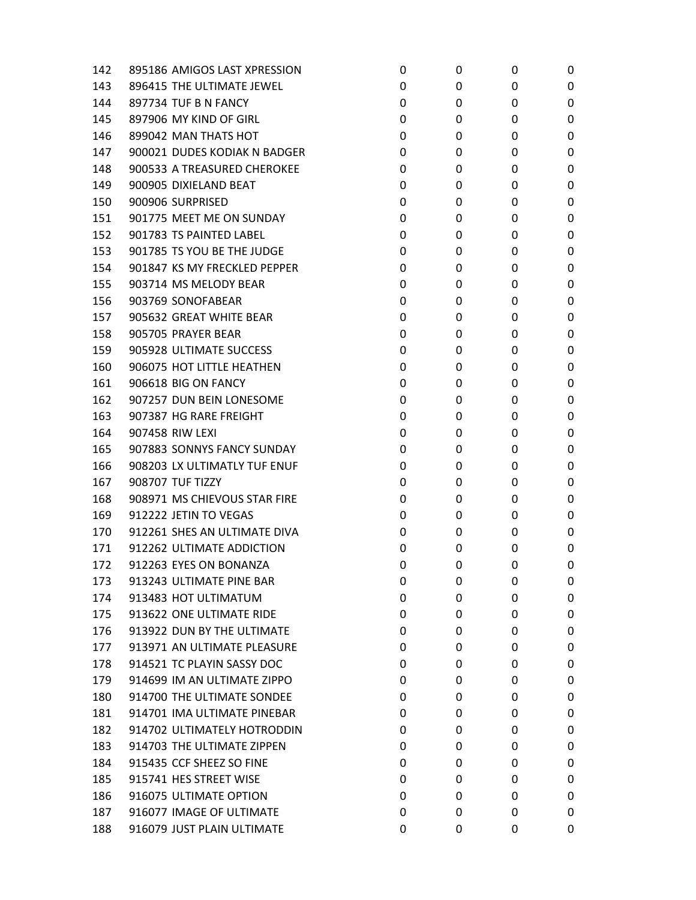| | | | | | |
|---|---|---|---|---|---|
| 142 | 895186 AMIGOS LAST XPRESSION | 0 | 0 | 0 | 0 |
| 143 | 896415 THE ULTIMATE JEWEL | 0 | 0 | 0 | 0 |
| 144 | 897734 TUF B N FANCY | 0 | 0 | 0 | 0 |
| 145 | 897906 MY KIND OF GIRL | 0 | 0 | 0 | 0 |
| 146 | 899042 MAN THATS HOT | 0 | 0 | 0 | 0 |
| 147 | 900021 DUDES KODIAK N BADGER | 0 | 0 | 0 | 0 |
| 148 | 900533 A TREASURED CHEROKEE | 0 | 0 | 0 | 0 |
| 149 | 900905 DIXIELAND BEAT | 0 | 0 | 0 | 0 |
| 150 | 900906 SURPRISED | 0 | 0 | 0 | 0 |
| 151 | 901775 MEET ME ON SUNDAY | 0 | 0 | 0 | 0 |
| 152 | 901783 TS PAINTED LABEL | 0 | 0 | 0 | 0 |
| 153 | 901785 TS YOU BE THE JUDGE | 0 | 0 | 0 | 0 |
| 154 | 901847 KS MY FRECKLED PEPPER | 0 | 0 | 0 | 0 |
| 155 | 903714 MS MELODY BEAR | 0 | 0 | 0 | 0 |
| 156 | 903769 SONOFABEAR | 0 | 0 | 0 | 0 |
| 157 | 905632 GREAT WHITE BEAR | 0 | 0 | 0 | 0 |
| 158 | 905705 PRAYER BEAR | 0 | 0 | 0 | 0 |
| 159 | 905928 ULTIMATE SUCCESS | 0 | 0 | 0 | 0 |
| 160 | 906075 HOT LITTLE HEATHEN | 0 | 0 | 0 | 0 |
| 161 | 906618 BIG ON FANCY | 0 | 0 | 0 | 0 |
| 162 | 907257 DUN BEIN LONESOME | 0 | 0 | 0 | 0 |
| 163 | 907387 HG RARE FREIGHT | 0 | 0 | 0 | 0 |
| 164 | 907458 RIW LEXI | 0 | 0 | 0 | 0 |
| 165 | 907883 SONNYS FANCY SUNDAY | 0 | 0 | 0 | 0 |
| 166 | 908203 LX ULTIMATLY TUF ENUF | 0 | 0 | 0 | 0 |
| 167 | 908707 TUF TIZZY | 0 | 0 | 0 | 0 |
| 168 | 908971 MS CHIEVOUS STAR FIRE | 0 | 0 | 0 | 0 |
| 169 | 912222 JETIN TO VEGAS | 0 | 0 | 0 | 0 |
| 170 | 912261 SHES AN ULTIMATE DIVA | 0 | 0 | 0 | 0 |
| 171 | 912262 ULTIMATE ADDICTION | 0 | 0 | 0 | 0 |
| 172 | 912263 EYES ON BONANZA | 0 | 0 | 0 | 0 |
| 173 | 913243 ULTIMATE PINE BAR | 0 | 0 | 0 | 0 |
| 174 | 913483 HOT ULTIMATUM | 0 | 0 | 0 | 0 |
| 175 | 913622 ONE ULTIMATE RIDE | 0 | 0 | 0 | 0 |
| 176 | 913922 DUN BY THE ULTIMATE | 0 | 0 | 0 | 0 |
| 177 | 913971 AN ULTIMATE PLEASURE | 0 | 0 | 0 | 0 |
| 178 | 914521 TC PLAYIN SASSY DOC | 0 | 0 | 0 | 0 |
| 179 | 914699 IM AN ULTIMATE ZIPPO | 0 | 0 | 0 | 0 |
| 180 | 914700 THE ULTIMATE SONDEE | 0 | 0 | 0 | 0 |
| 181 | 914701 IMA ULTIMATE PINEBAR | 0 | 0 | 0 | 0 |
| 182 | 914702 ULTIMATELY HOTRODDIN | 0 | 0 | 0 | 0 |
| 183 | 914703 THE ULTIMATE ZIPPEN | 0 | 0 | 0 | 0 |
| 184 | 915435 CCF SHEEZ SO FINE | 0 | 0 | 0 | 0 |
| 185 | 915741 HES STREET WISE | 0 | 0 | 0 | 0 |
| 186 | 916075 ULTIMATE OPTION | 0 | 0 | 0 | 0 |
| 187 | 916077 IMAGE OF ULTIMATE | 0 | 0 | 0 | 0 |
| 188 | 916079 JUST PLAIN ULTIMATE | 0 | 0 | 0 | 0 |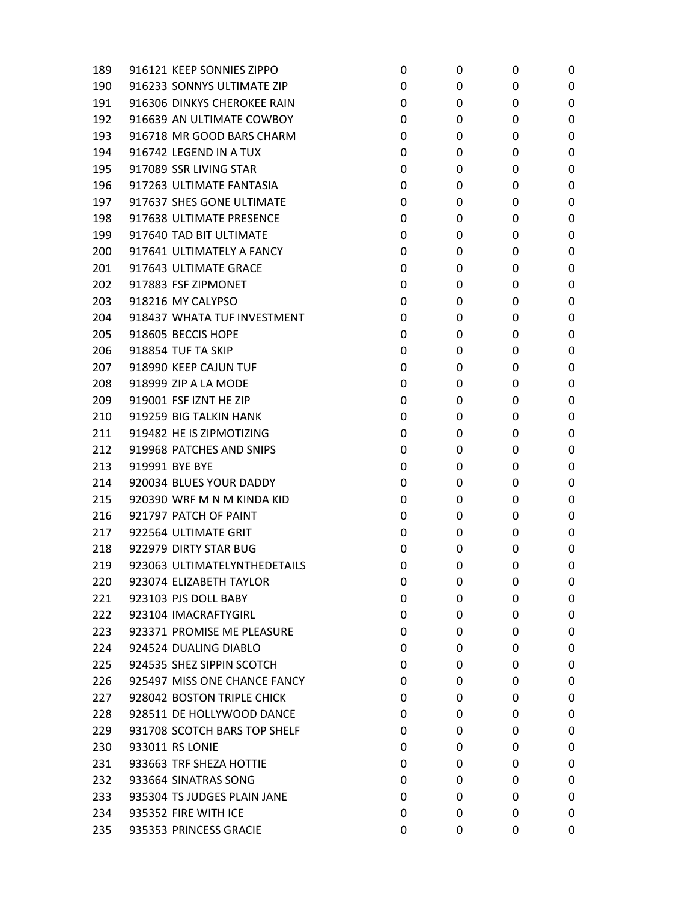| | | | | | |
|---|---|---|---|---|---|
| 189 | 916121 KEEP SONNIES ZIPPO | 0 | 0 | 0 | 0 |
| 190 | 916233 SONNYS ULTIMATE ZIP | 0 | 0 | 0 | 0 |
| 191 | 916306 DINKYS CHEROKEE RAIN | 0 | 0 | 0 | 0 |
| 192 | 916639 AN ULTIMATE COWBOY | 0 | 0 | 0 | 0 |
| 193 | 916718 MR GOOD BARS CHARM | 0 | 0 | 0 | 0 |
| 194 | 916742 LEGEND IN A TUX | 0 | 0 | 0 | 0 |
| 195 | 917089 SSR LIVING STAR | 0 | 0 | 0 | 0 |
| 196 | 917263 ULTIMATE FANTASIA | 0 | 0 | 0 | 0 |
| 197 | 917637 SHES GONE ULTIMATE | 0 | 0 | 0 | 0 |
| 198 | 917638 ULTIMATE PRESENCE | 0 | 0 | 0 | 0 |
| 199 | 917640 TAD BIT ULTIMATE | 0 | 0 | 0 | 0 |
| 200 | 917641 ULTIMATELY A FANCY | 0 | 0 | 0 | 0 |
| 201 | 917643 ULTIMATE GRACE | 0 | 0 | 0 | 0 |
| 202 | 917883 FSF ZIPMONET | 0 | 0 | 0 | 0 |
| 203 | 918216 MY CALYPSO | 0 | 0 | 0 | 0 |
| 204 | 918437 WHATA TUF INVESTMENT | 0 | 0 | 0 | 0 |
| 205 | 918605 BECCIS HOPE | 0 | 0 | 0 | 0 |
| 206 | 918854 TUF TA SKIP | 0 | 0 | 0 | 0 |
| 207 | 918990 KEEP CAJUN TUF | 0 | 0 | 0 | 0 |
| 208 | 918999 ZIP A LA MODE | 0 | 0 | 0 | 0 |
| 209 | 919001 FSF IZNT HE ZIP | 0 | 0 | 0 | 0 |
| 210 | 919259 BIG TALKIN HANK | 0 | 0 | 0 | 0 |
| 211 | 919482 HE IS ZIPMOTIZING | 0 | 0 | 0 | 0 |
| 212 | 919968 PATCHES AND SNIPS | 0 | 0 | 0 | 0 |
| 213 | 919991 BYE BYE | 0 | 0 | 0 | 0 |
| 214 | 920034 BLUES YOUR DADDY | 0 | 0 | 0 | 0 |
| 215 | 920390 WRF M N M KINDA KID | 0 | 0 | 0 | 0 |
| 216 | 921797 PATCH OF PAINT | 0 | 0 | 0 | 0 |
| 217 | 922564 ULTIMATE GRIT | 0 | 0 | 0 | 0 |
| 218 | 922979 DIRTY STAR BUG | 0 | 0 | 0 | 0 |
| 219 | 923063 ULTIMATELYNTHEDETAILS | 0 | 0 | 0 | 0 |
| 220 | 923074 ELIZABETH TAYLOR | 0 | 0 | 0 | 0 |
| 221 | 923103 PJS DOLL BABY | 0 | 0 | 0 | 0 |
| 222 | 923104 IMACRAFTYGIRL | 0 | 0 | 0 | 0 |
| 223 | 923371 PROMISE ME PLEASURE | 0 | 0 | 0 | 0 |
| 224 | 924524 DUALING DIABLO | 0 | 0 | 0 | 0 |
| 225 | 924535 SHEZ SIPPIN SCOTCH | 0 | 0 | 0 | 0 |
| 226 | 925497 MISS ONE CHANCE FANCY | 0 | 0 | 0 | 0 |
| 227 | 928042 BOSTON TRIPLE CHICK | 0 | 0 | 0 | 0 |
| 228 | 928511 DE HOLLYWOOD DANCE | 0 | 0 | 0 | 0 |
| 229 | 931708 SCOTCH BARS TOP SHELF | 0 | 0 | 0 | 0 |
| 230 | 933011 RS LONIE | 0 | 0 | 0 | 0 |
| 231 | 933663 TRF SHEZA HOTTIE | 0 | 0 | 0 | 0 |
| 232 | 933664 SINATRAS SONG | 0 | 0 | 0 | 0 |
| 233 | 935304 TS JUDGES PLAIN JANE | 0 | 0 | 0 | 0 |
| 234 | 935352 FIRE WITH ICE | 0 | 0 | 0 | 0 |
| 235 | 935353 PRINCESS GRACIE | 0 | 0 | 0 | 0 |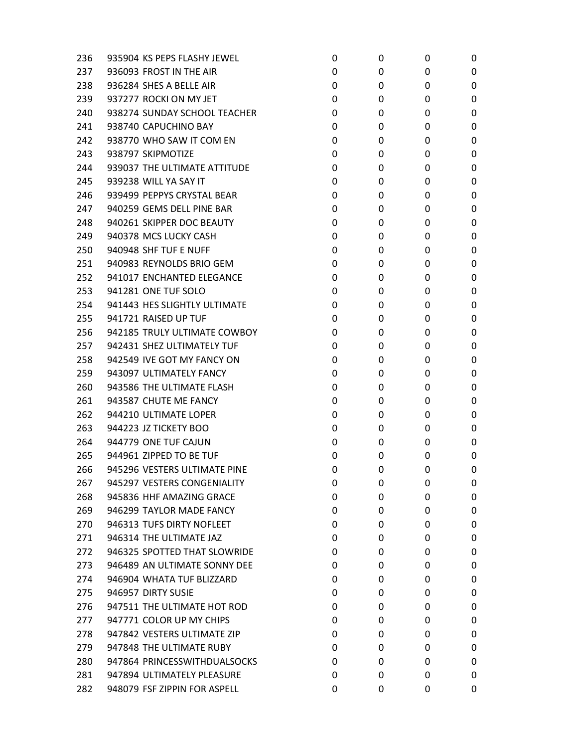| | | | | | |
|---|---|---|---|---|---|
| 236 | 935904 KS PEPS FLASHY JEWEL | 0 | 0 | 0 | 0 |
| 237 | 936093 FROST IN THE AIR | 0 | 0 | 0 | 0 |
| 238 | 936284 SHES A BELLE AIR | 0 | 0 | 0 | 0 |
| 239 | 937277 ROCKI ON MY JET | 0 | 0 | 0 | 0 |
| 240 | 938274 SUNDAY SCHOOL TEACHER | 0 | 0 | 0 | 0 |
| 241 | 938740 CAPUCHINO BAY | 0 | 0 | 0 | 0 |
| 242 | 938770 WHO SAW IT COM EN | 0 | 0 | 0 | 0 |
| 243 | 938797 SKIPMOTIZE | 0 | 0 | 0 | 0 |
| 244 | 939037 THE ULTIMATE ATTITUDE | 0 | 0 | 0 | 0 |
| 245 | 939238 WILL YA SAY IT | 0 | 0 | 0 | 0 |
| 246 | 939499 PEPPYS CRYSTAL BEAR | 0 | 0 | 0 | 0 |
| 247 | 940259 GEMS DELL PINE BAR | 0 | 0 | 0 | 0 |
| 248 | 940261 SKIPPER DOC BEAUTY | 0 | 0 | 0 | 0 |
| 249 | 940378 MCS LUCKY CASH | 0 | 0 | 0 | 0 |
| 250 | 940948 SHF TUF E NUFF | 0 | 0 | 0 | 0 |
| 251 | 940983 REYNOLDS BRIO GEM | 0 | 0 | 0 | 0 |
| 252 | 941017 ENCHANTED ELEGANCE | 0 | 0 | 0 | 0 |
| 253 | 941281 ONE TUF SOLO | 0 | 0 | 0 | 0 |
| 254 | 941443 HES SLIGHTLY ULTIMATE | 0 | 0 | 0 | 0 |
| 255 | 941721 RAISED UP TUF | 0 | 0 | 0 | 0 |
| 256 | 942185 TRULY ULTIMATE COWBOY | 0 | 0 | 0 | 0 |
| 257 | 942431 SHEZ ULTIMATELY TUF | 0 | 0 | 0 | 0 |
| 258 | 942549 IVE GOT MY FANCY ON | 0 | 0 | 0 | 0 |
| 259 | 943097 ULTIMATELY FANCY | 0 | 0 | 0 | 0 |
| 260 | 943586 THE ULTIMATE FLASH | 0 | 0 | 0 | 0 |
| 261 | 943587 CHUTE ME FANCY | 0 | 0 | 0 | 0 |
| 262 | 944210 ULTIMATE LOPER | 0 | 0 | 0 | 0 |
| 263 | 944223 JZ TICKETY BOO | 0 | 0 | 0 | 0 |
| 264 | 944779 ONE TUF CAJUN | 0 | 0 | 0 | 0 |
| 265 | 944961 ZIPPED TO BE TUF | 0 | 0 | 0 | 0 |
| 266 | 945296 VESTERS ULTIMATE PINE | 0 | 0 | 0 | 0 |
| 267 | 945297 VESTERS CONGENIALITY | 0 | 0 | 0 | 0 |
| 268 | 945836 HHF AMAZING GRACE | 0 | 0 | 0 | 0 |
| 269 | 946299 TAYLOR MADE FANCY | 0 | 0 | 0 | 0 |
| 270 | 946313 TUFS DIRTY NOFLEET | 0 | 0 | 0 | 0 |
| 271 | 946314 THE ULTIMATE JAZ | 0 | 0 | 0 | 0 |
| 272 | 946325 SPOTTED THAT SLOWRIDE | 0 | 0 | 0 | 0 |
| 273 | 946489 AN ULTIMATE SONNY DEE | 0 | 0 | 0 | 0 |
| 274 | 946904 WHATA TUF BLIZZARD | 0 | 0 | 0 | 0 |
| 275 | 946957 DIRTY SUSIE | 0 | 0 | 0 | 0 |
| 276 | 947511 THE ULTIMATE HOT ROD | 0 | 0 | 0 | 0 |
| 277 | 947771 COLOR UP MY CHIPS | 0 | 0 | 0 | 0 |
| 278 | 947842 VESTERS ULTIMATE ZIP | 0 | 0 | 0 | 0 |
| 279 | 947848 THE ULTIMATE RUBY | 0 | 0 | 0 | 0 |
| 280 | 947864 PRINCESSWITHDUALSOCKS | 0 | 0 | 0 | 0 |
| 281 | 947894 ULTIMATELY PLEASURE | 0 | 0 | 0 | 0 |
| 282 | 948079 FSF ZIPPIN FOR ASPELL | 0 | 0 | 0 | 0 |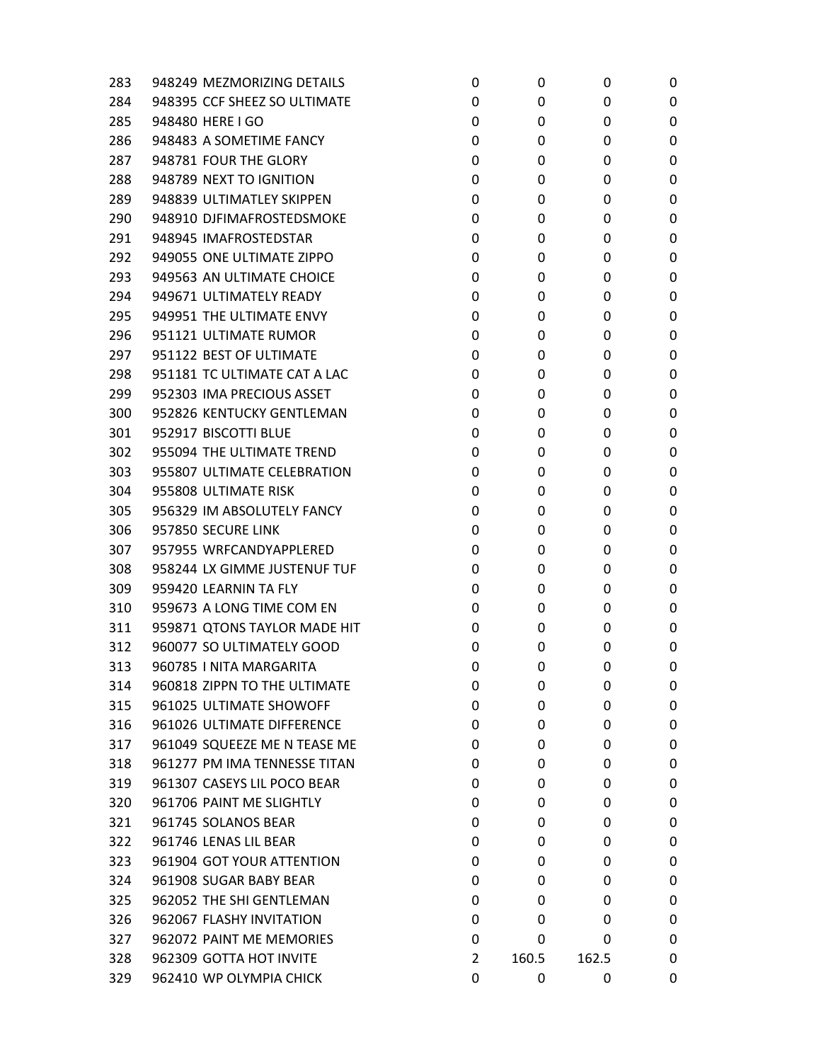| | | | | | |
|---|---|---|---|---|---|
| 283 | 948249 MEZMORIZING DETAILS | 0 | 0 | 0 | 0 |
| 284 | 948395 CCF SHEEZ SO ULTIMATE | 0 | 0 | 0 | 0 |
| 285 | 948480 HERE I GO | 0 | 0 | 0 | 0 |
| 286 | 948483 A SOMETIME FANCY | 0 | 0 | 0 | 0 |
| 287 | 948781 FOUR THE GLORY | 0 | 0 | 0 | 0 |
| 288 | 948789 NEXT TO IGNITION | 0 | 0 | 0 | 0 |
| 289 | 948839 ULTIMATLEY SKIPPEN | 0 | 0 | 0 | 0 |
| 290 | 948910 DJFIMAFROSTEDSMOKE | 0 | 0 | 0 | 0 |
| 291 | 948945 IMAFROSTEDSTAR | 0 | 0 | 0 | 0 |
| 292 | 949055 ONE ULTIMATE ZIPPO | 0 | 0 | 0 | 0 |
| 293 | 949563 AN ULTIMATE CHOICE | 0 | 0 | 0 | 0 |
| 294 | 949671 ULTIMATELY READY | 0 | 0 | 0 | 0 |
| 295 | 949951 THE ULTIMATE ENVY | 0 | 0 | 0 | 0 |
| 296 | 951121 ULTIMATE RUMOR | 0 | 0 | 0 | 0 |
| 297 | 951122 BEST OF ULTIMATE | 0 | 0 | 0 | 0 |
| 298 | 951181 TC ULTIMATE CAT A LAC | 0 | 0 | 0 | 0 |
| 299 | 952303 IMA PRECIOUS ASSET | 0 | 0 | 0 | 0 |
| 300 | 952826 KENTUCKY GENTLEMAN | 0 | 0 | 0 | 0 |
| 301 | 952917 BISCOTTI BLUE | 0 | 0 | 0 | 0 |
| 302 | 955094 THE ULTIMATE TREND | 0 | 0 | 0 | 0 |
| 303 | 955807 ULTIMATE CELEBRATION | 0 | 0 | 0 | 0 |
| 304 | 955808 ULTIMATE RISK | 0 | 0 | 0 | 0 |
| 305 | 956329 IM ABSOLUTELY FANCY | 0 | 0 | 0 | 0 |
| 306 | 957850 SECURE LINK | 0 | 0 | 0 | 0 |
| 307 | 957955 WRFCANDYAPPLERED | 0 | 0 | 0 | 0 |
| 308 | 958244 LX GIMME JUSTENUF TUF | 0 | 0 | 0 | 0 |
| 309 | 959420 LEARNIN TA FLY | 0 | 0 | 0 | 0 |
| 310 | 959673 A LONG TIME COM EN | 0 | 0 | 0 | 0 |
| 311 | 959871 QTONS TAYLOR MADE HIT | 0 | 0 | 0 | 0 |
| 312 | 960077 SO ULTIMATELY GOOD | 0 | 0 | 0 | 0 |
| 313 | 960785 I NITA MARGARITA | 0 | 0 | 0 | 0 |
| 314 | 960818 ZIPPN TO THE ULTIMATE | 0 | 0 | 0 | 0 |
| 315 | 961025 ULTIMATE SHOWOFF | 0 | 0 | 0 | 0 |
| 316 | 961026 ULTIMATE DIFFERENCE | 0 | 0 | 0 | 0 |
| 317 | 961049 SQUEEZE ME N TEASE ME | 0 | 0 | 0 | 0 |
| 318 | 961277 PM IMA TENNESSE TITAN | 0 | 0 | 0 | 0 |
| 319 | 961307 CASEYS LIL POCO BEAR | 0 | 0 | 0 | 0 |
| 320 | 961706 PAINT ME SLIGHTLY | 0 | 0 | 0 | 0 |
| 321 | 961745 SOLANOS BEAR | 0 | 0 | 0 | 0 |
| 322 | 961746 LENAS LIL BEAR | 0 | 0 | 0 | 0 |
| 323 | 961904 GOT YOUR ATTENTION | 0 | 0 | 0 | 0 |
| 324 | 961908 SUGAR BABY BEAR | 0 | 0 | 0 | 0 |
| 325 | 962052 THE SHI GENTLEMAN | 0 | 0 | 0 | 0 |
| 326 | 962067 FLASHY INVITATION | 0 | 0 | 0 | 0 |
| 327 | 962072 PAINT ME MEMORIES | 0 | 0 | 0 | 0 |
| 328 | 962309 GOTTA HOT INVITE | 2 | 160.5 | 162.5 | 0 |
| 329 | 962410 WP OLYMPIA CHICK | 0 | 0 | 0 | 0 |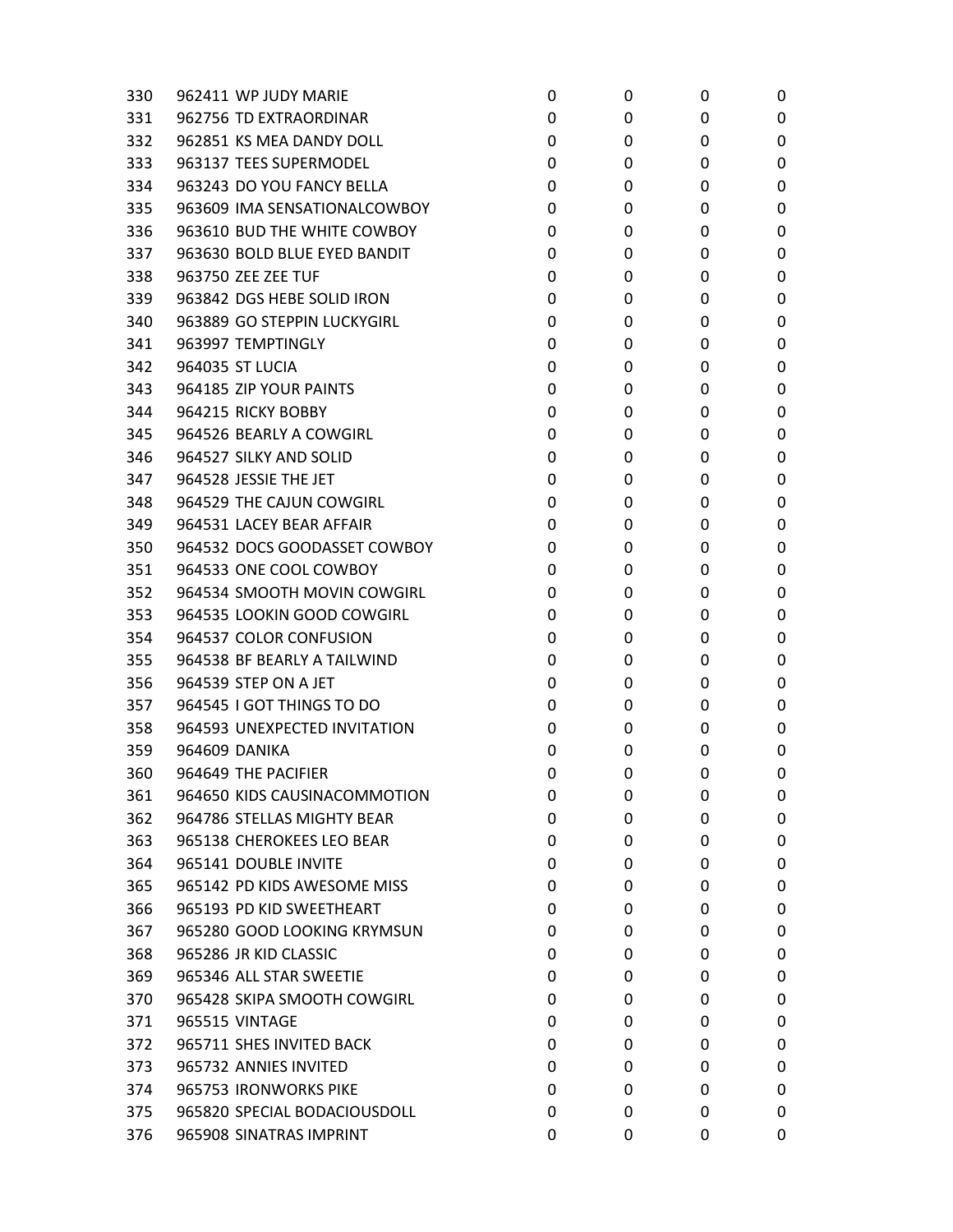| | | | | | |
|---|---|---|---|---|---|
| 330 | 962411 WP JUDY MARIE | 0 | 0 | 0 | 0 |
| 331 | 962756 TD EXTRAORDINAR | 0 | 0 | 0 | 0 |
| 332 | 962851 KS MEA DANDY DOLL | 0 | 0 | 0 | 0 |
| 333 | 963137 TEES SUPERMODEL | 0 | 0 | 0 | 0 |
| 334 | 963243 DO YOU FANCY BELLA | 0 | 0 | 0 | 0 |
| 335 | 963609 IMA SENSATIONALCOWBOY | 0 | 0 | 0 | 0 |
| 336 | 963610 BUD THE WHITE COWBOY | 0 | 0 | 0 | 0 |
| 337 | 963630 BOLD BLUE EYED BANDIT | 0 | 0 | 0 | 0 |
| 338 | 963750 ZEE ZEE TUF | 0 | 0 | 0 | 0 |
| 339 | 963842 DGS HEBE SOLID IRON | 0 | 0 | 0 | 0 |
| 340 | 963889 GO STEPPIN LUCKYGIRL | 0 | 0 | 0 | 0 |
| 341 | 963997 TEMPTINGLY | 0 | 0 | 0 | 0 |
| 342 | 964035 ST LUCIA | 0 | 0 | 0 | 0 |
| 343 | 964185 ZIP YOUR PAINTS | 0 | 0 | 0 | 0 |
| 344 | 964215 RICKY BOBBY | 0 | 0 | 0 | 0 |
| 345 | 964526 BEARLY A COWGIRL | 0 | 0 | 0 | 0 |
| 346 | 964527 SILKY AND SOLID | 0 | 0 | 0 | 0 |
| 347 | 964528 JESSIE THE JET | 0 | 0 | 0 | 0 |
| 348 | 964529 THE CAJUN COWGIRL | 0 | 0 | 0 | 0 |
| 349 | 964531 LACEY BEAR AFFAIR | 0 | 0 | 0 | 0 |
| 350 | 964532 DOCS GOODASSET COWBOY | 0 | 0 | 0 | 0 |
| 351 | 964533 ONE COOL COWBOY | 0 | 0 | 0 | 0 |
| 352 | 964534 SMOOTH MOVIN COWGIRL | 0 | 0 | 0 | 0 |
| 353 | 964535 LOOKIN GOOD COWGIRL | 0 | 0 | 0 | 0 |
| 354 | 964537 COLOR CONFUSION | 0 | 0 | 0 | 0 |
| 355 | 964538 BF BEARLY A TAILWIND | 0 | 0 | 0 | 0 |
| 356 | 964539 STEP ON A JET | 0 | 0 | 0 | 0 |
| 357 | 964545 I GOT THINGS TO DO | 0 | 0 | 0 | 0 |
| 358 | 964593 UNEXPECTED INVITATION | 0 | 0 | 0 | 0 |
| 359 | 964609 DANIKA | 0 | 0 | 0 | 0 |
| 360 | 964649 THE PACIFIER | 0 | 0 | 0 | 0 |
| 361 | 964650 KIDS CAUSINACOMMOTION | 0 | 0 | 0 | 0 |
| 362 | 964786 STELLAS MIGHTY BEAR | 0 | 0 | 0 | 0 |
| 363 | 965138 CHEROKEES LEO BEAR | 0 | 0 | 0 | 0 |
| 364 | 965141 DOUBLE INVITE | 0 | 0 | 0 | 0 |
| 365 | 965142 PD KIDS AWESOME MISS | 0 | 0 | 0 | 0 |
| 366 | 965193 PD KID SWEETHEART | 0 | 0 | 0 | 0 |
| 367 | 965280 GOOD LOOKING KRYMSUN | 0 | 0 | 0 | 0 |
| 368 | 965286 JR KID CLASSIC | 0 | 0 | 0 | 0 |
| 369 | 965346 ALL STAR SWEETIE | 0 | 0 | 0 | 0 |
| 370 | 965428 SKIPA SMOOTH COWGIRL | 0 | 0 | 0 | 0 |
| 371 | 965515 VINTAGE | 0 | 0 | 0 | 0 |
| 372 | 965711 SHES INVITED BACK | 0 | 0 | 0 | 0 |
| 373 | 965732 ANNIES INVITED | 0 | 0 | 0 | 0 |
| 374 | 965753 IRONWORKS PIKE | 0 | 0 | 0 | 0 |
| 375 | 965820 SPECIAL BODACIOUSDOLL | 0 | 0 | 0 | 0 |
| 376 | 965908 SINATRAS IMPRINT | 0 | 0 | 0 | 0 |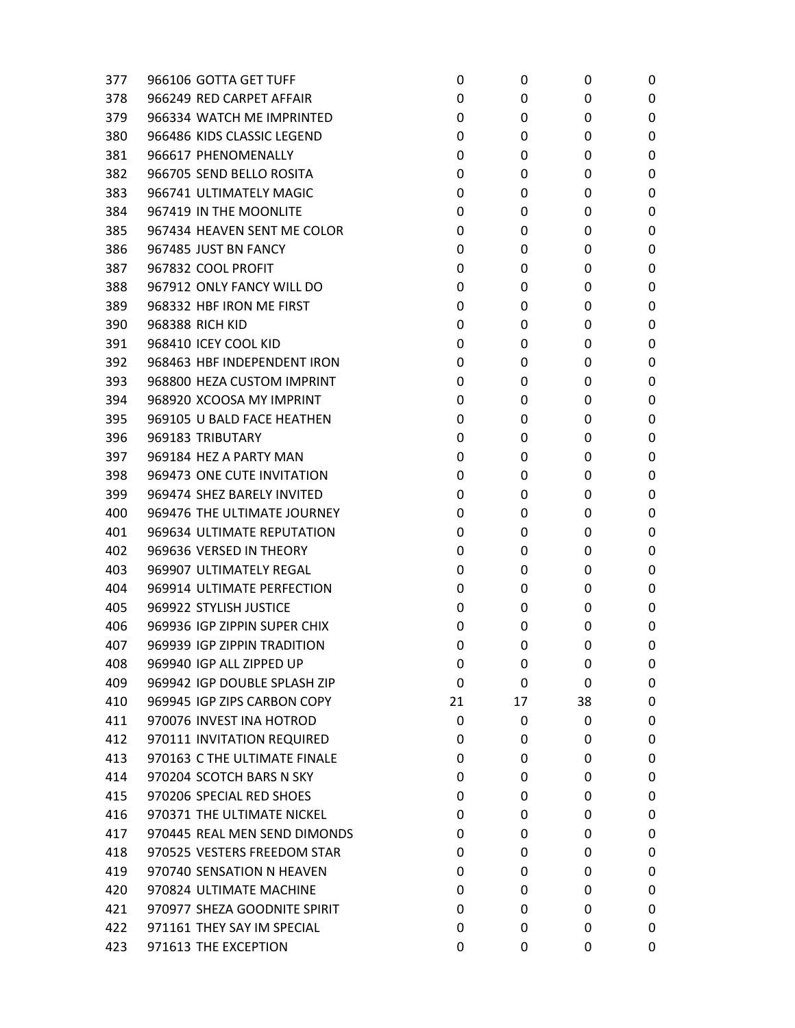| | | | | | |
|---|---|---|---|---|---|
| 377 | 966106 GOTTA GET TUFF | 0 | 0 | 0 | 0 |
| 378 | 966249 RED CARPET AFFAIR | 0 | 0 | 0 | 0 |
| 379 | 966334 WATCH ME IMPRINTED | 0 | 0 | 0 | 0 |
| 380 | 966486 KIDS CLASSIC LEGEND | 0 | 0 | 0 | 0 |
| 381 | 966617 PHENOMENALLY | 0 | 0 | 0 | 0 |
| 382 | 966705 SEND BELLO ROSITA | 0 | 0 | 0 | 0 |
| 383 | 966741 ULTIMATELY MAGIC | 0 | 0 | 0 | 0 |
| 384 | 967419 IN THE MOONLITE | 0 | 0 | 0 | 0 |
| 385 | 967434 HEAVEN SENT ME COLOR | 0 | 0 | 0 | 0 |
| 386 | 967485 JUST BN FANCY | 0 | 0 | 0 | 0 |
| 387 | 967832 COOL PROFIT | 0 | 0 | 0 | 0 |
| 388 | 967912 ONLY FANCY WILL DO | 0 | 0 | 0 | 0 |
| 389 | 968332 HBF IRON ME FIRST | 0 | 0 | 0 | 0 |
| 390 | 968388 RICH KID | 0 | 0 | 0 | 0 |
| 391 | 968410 ICEY COOL KID | 0 | 0 | 0 | 0 |
| 392 | 968463 HBF INDEPENDENT IRON | 0 | 0 | 0 | 0 |
| 393 | 968800 HEZA CUSTOM IMPRINT | 0 | 0 | 0 | 0 |
| 394 | 968920 XCOOSA MY IMPRINT | 0 | 0 | 0 | 0 |
| 395 | 969105 U BALD FACE HEATHEN | 0 | 0 | 0 | 0 |
| 396 | 969183 TRIBUTARY | 0 | 0 | 0 | 0 |
| 397 | 969184 HEZ A PARTY MAN | 0 | 0 | 0 | 0 |
| 398 | 969473 ONE CUTE INVITATION | 0 | 0 | 0 | 0 |
| 399 | 969474 SHEZ BARELY INVITED | 0 | 0 | 0 | 0 |
| 400 | 969476 THE ULTIMATE JOURNEY | 0 | 0 | 0 | 0 |
| 401 | 969634 ULTIMATE REPUTATION | 0 | 0 | 0 | 0 |
| 402 | 969636 VERSED IN THEORY | 0 | 0 | 0 | 0 |
| 403 | 969907 ULTIMATELY REGAL | 0 | 0 | 0 | 0 |
| 404 | 969914 ULTIMATE PERFECTION | 0 | 0 | 0 | 0 |
| 405 | 969922 STYLISH JUSTICE | 0 | 0 | 0 | 0 |
| 406 | 969936 IGP ZIPPIN SUPER CHIX | 0 | 0 | 0 | 0 |
| 407 | 969939 IGP ZIPPIN TRADITION | 0 | 0 | 0 | 0 |
| 408 | 969940 IGP ALL ZIPPED UP | 0 | 0 | 0 | 0 |
| 409 | 969942 IGP DOUBLE SPLASH ZIP | 0 | 0 | 0 | 0 |
| 410 | 969945 IGP ZIPS CARBON COPY | 21 | 17 | 38 | 0 |
| 411 | 970076 INVEST INA HOTROD | 0 | 0 | 0 | 0 |
| 412 | 970111 INVITATION REQUIRED | 0 | 0 | 0 | 0 |
| 413 | 970163 C THE ULTIMATE FINALE | 0 | 0 | 0 | 0 |
| 414 | 970204 SCOTCH BARS N SKY | 0 | 0 | 0 | 0 |
| 415 | 970206 SPECIAL RED SHOES | 0 | 0 | 0 | 0 |
| 416 | 970371 THE ULTIMATE NICKEL | 0 | 0 | 0 | 0 |
| 417 | 970445 REAL MEN SEND DIMONDS | 0 | 0 | 0 | 0 |
| 418 | 970525 VESTERS FREEDOM STAR | 0 | 0 | 0 | 0 |
| 419 | 970740 SENSATION N HEAVEN | 0 | 0 | 0 | 0 |
| 420 | 970824 ULTIMATE MACHINE | 0 | 0 | 0 | 0 |
| 421 | 970977 SHEZA GOODNITE SPIRIT | 0 | 0 | 0 | 0 |
| 422 | 971161 THEY SAY IM SPECIAL | 0 | 0 | 0 | 0 |
| 423 | 971613 THE EXCEPTION | 0 | 0 | 0 | 0 |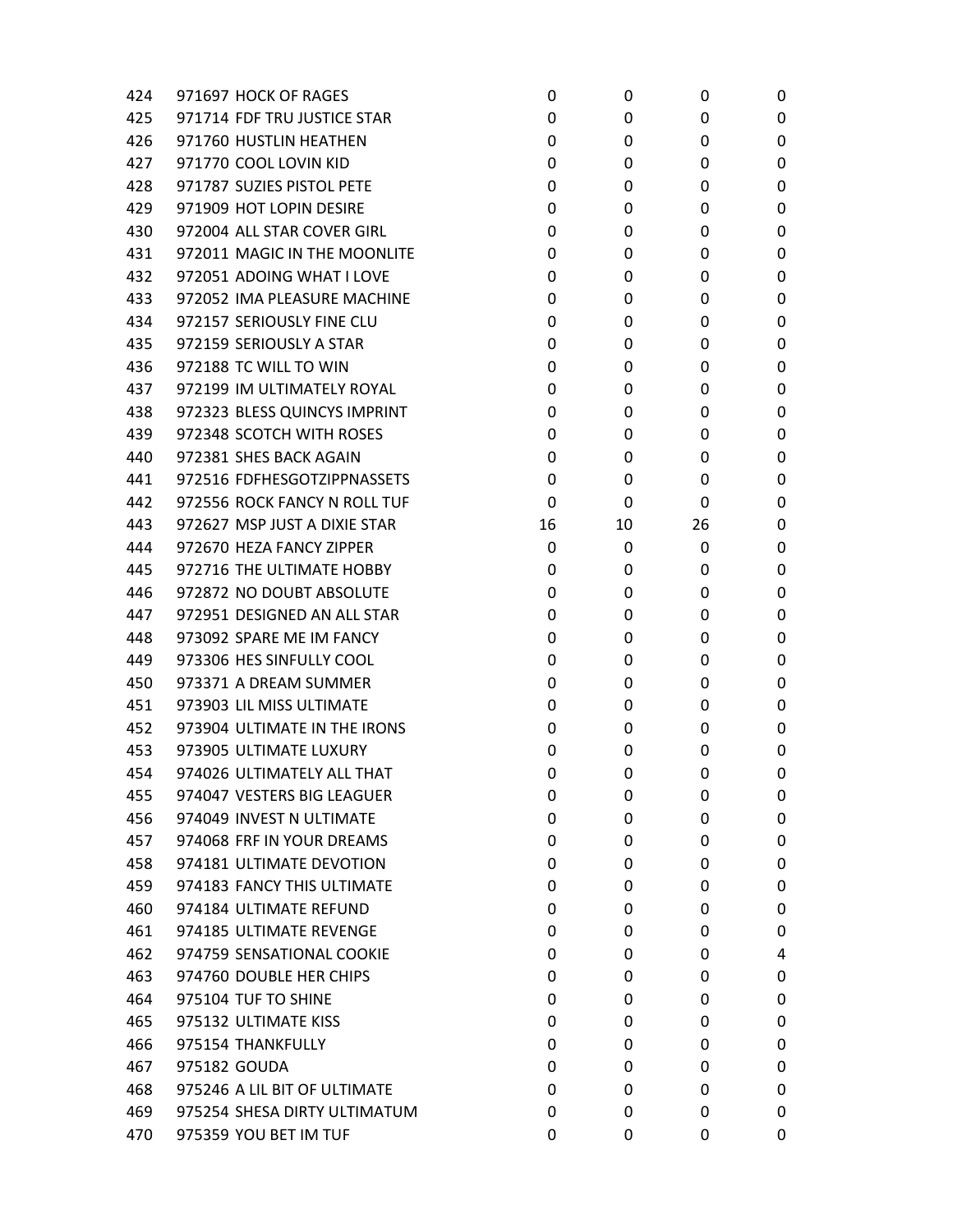| | | | | | |
|---|---|---|---|---|---|
| 424 | 971697 HOCK OF RAGES | 0 | 0 | 0 | 0 |
| 425 | 971714 FDF TRU JUSTICE STAR | 0 | 0 | 0 | 0 |
| 426 | 971760 HUSTLIN HEATHEN | 0 | 0 | 0 | 0 |
| 427 | 971770 COOL LOVIN KID | 0 | 0 | 0 | 0 |
| 428 | 971787 SUZIES PISTOL PETE | 0 | 0 | 0 | 0 |
| 429 | 971909 HOT LOPIN DESIRE | 0 | 0 | 0 | 0 |
| 430 | 972004 ALL STAR COVER GIRL | 0 | 0 | 0 | 0 |
| 431 | 972011 MAGIC IN THE MOONLITE | 0 | 0 | 0 | 0 |
| 432 | 972051 ADOING WHAT I LOVE | 0 | 0 | 0 | 0 |
| 433 | 972052 IMA PLEASURE MACHINE | 0 | 0 | 0 | 0 |
| 434 | 972157 SERIOUSLY FINE CLU | 0 | 0 | 0 | 0 |
| 435 | 972159 SERIOUSLY A STAR | 0 | 0 | 0 | 0 |
| 436 | 972188 TC WILL TO WIN | 0 | 0 | 0 | 0 |
| 437 | 972199 IM ULTIMATELY ROYAL | 0 | 0 | 0 | 0 |
| 438 | 972323 BLESS QUINCYS IMPRINT | 0 | 0 | 0 | 0 |
| 439 | 972348 SCOTCH WITH ROSES | 0 | 0 | 0 | 0 |
| 440 | 972381 SHES BACK AGAIN | 0 | 0 | 0 | 0 |
| 441 | 972516 FDFHESGOTZIPPNASSETS | 0 | 0 | 0 | 0 |
| 442 | 972556 ROCK FANCY N ROLL TUF | 0 | 0 | 0 | 0 |
| 443 | 972627 MSP JUST A DIXIE STAR | 16 | 10 | 26 | 0 |
| 444 | 972670 HEZA FANCY ZIPPER | 0 | 0 | 0 | 0 |
| 445 | 972716 THE ULTIMATE HOBBY | 0 | 0 | 0 | 0 |
| 446 | 972872 NO DOUBT ABSOLUTE | 0 | 0 | 0 | 0 |
| 447 | 972951 DESIGNED AN ALL STAR | 0 | 0 | 0 | 0 |
| 448 | 973092 SPARE ME IM FANCY | 0 | 0 | 0 | 0 |
| 449 | 973306 HES SINFULLY COOL | 0 | 0 | 0 | 0 |
| 450 | 973371 A DREAM SUMMER | 0 | 0 | 0 | 0 |
| 451 | 973903 LIL MISS ULTIMATE | 0 | 0 | 0 | 0 |
| 452 | 973904 ULTIMATE IN THE IRONS | 0 | 0 | 0 | 0 |
| 453 | 973905 ULTIMATE LUXURY | 0 | 0 | 0 | 0 |
| 454 | 974026 ULTIMATELY ALL THAT | 0 | 0 | 0 | 0 |
| 455 | 974047 VESTERS BIG LEAGUER | 0 | 0 | 0 | 0 |
| 456 | 974049 INVEST N ULTIMATE | 0 | 0 | 0 | 0 |
| 457 | 974068 FRF IN YOUR DREAMS | 0 | 0 | 0 | 0 |
| 458 | 974181 ULTIMATE DEVOTION | 0 | 0 | 0 | 0 |
| 459 | 974183 FANCY THIS ULTIMATE | 0 | 0 | 0 | 0 |
| 460 | 974184 ULTIMATE REFUND | 0 | 0 | 0 | 0 |
| 461 | 974185 ULTIMATE REVENGE | 0 | 0 | 0 | 0 |
| 462 | 974759 SENSATIONAL COOKIE | 0 | 0 | 0 | 4 |
| 463 | 974760 DOUBLE HER CHIPS | 0 | 0 | 0 | 0 |
| 464 | 975104 TUF TO SHINE | 0 | 0 | 0 | 0 |
| 465 | 975132 ULTIMATE KISS | 0 | 0 | 0 | 0 |
| 466 | 975154 THANKFULLY | 0 | 0 | 0 | 0 |
| 467 | 975182 GOUDA | 0 | 0 | 0 | 0 |
| 468 | 975246 A LIL BIT OF ULTIMATE | 0 | 0 | 0 | 0 |
| 469 | 975254 SHESA DIRTY ULTIMATUM | 0 | 0 | 0 | 0 |
| 470 | 975359 YOU BET IM TUF | 0 | 0 | 0 | 0 |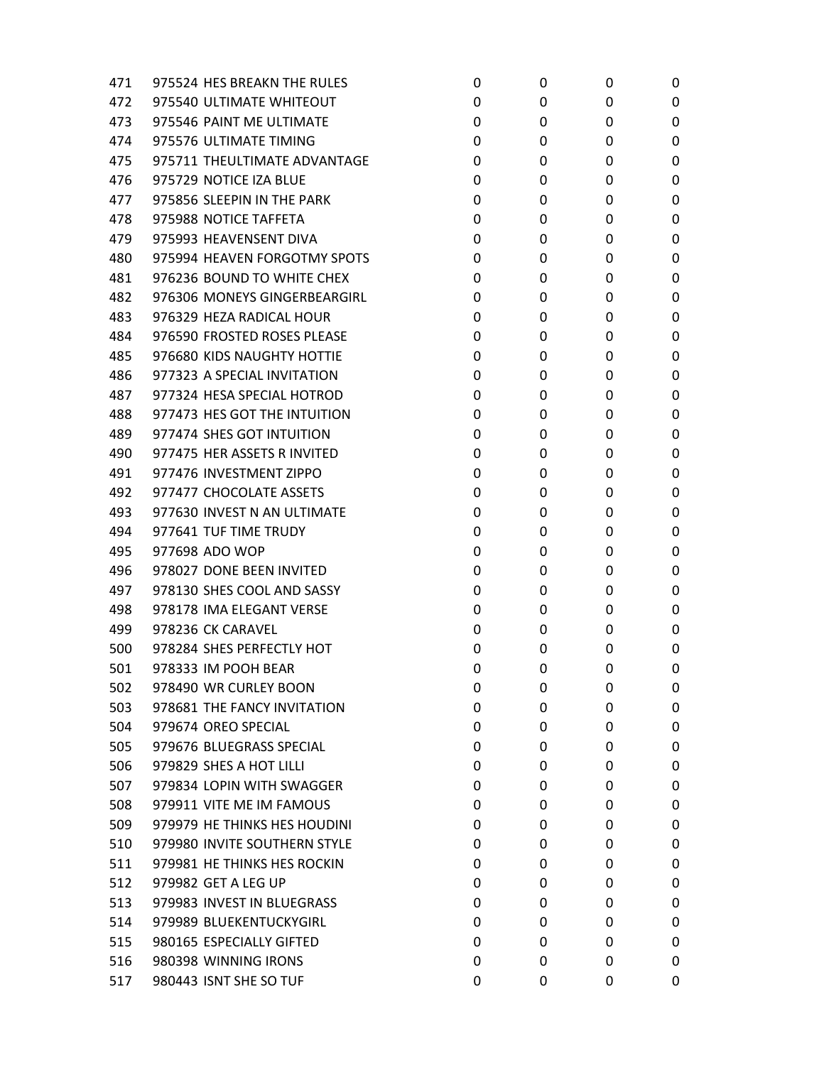| | | | | | |
|---|---|---|---|---|---|
| 471 | 975524 HES BREAKN THE RULES | 0 | 0 | 0 | 0 |
| 472 | 975540 ULTIMATE WHITEOUT | 0 | 0 | 0 | 0 |
| 473 | 975546 PAINT ME ULTIMATE | 0 | 0 | 0 | 0 |
| 474 | 975576 ULTIMATE TIMING | 0 | 0 | 0 | 0 |
| 475 | 975711 THEULTIMATE ADVANTAGE | 0 | 0 | 0 | 0 |
| 476 | 975729 NOTICE IZA BLUE | 0 | 0 | 0 | 0 |
| 477 | 975856 SLEEPIN IN THE PARK | 0 | 0 | 0 | 0 |
| 478 | 975988 NOTICE TAFFETA | 0 | 0 | 0 | 0 |
| 479 | 975993 HEAVENSENT DIVA | 0 | 0 | 0 | 0 |
| 480 | 975994 HEAVEN FORGOTMY SPOTS | 0 | 0 | 0 | 0 |
| 481 | 976236 BOUND TO WHITE CHEX | 0 | 0 | 0 | 0 |
| 482 | 976306 MONEYS GINGERBEARGIRL | 0 | 0 | 0 | 0 |
| 483 | 976329 HEZA RADICAL HOUR | 0 | 0 | 0 | 0 |
| 484 | 976590 FROSTED ROSES PLEASE | 0 | 0 | 0 | 0 |
| 485 | 976680 KIDS NAUGHTY HOTTIE | 0 | 0 | 0 | 0 |
| 486 | 977323 A SPECIAL INVITATION | 0 | 0 | 0 | 0 |
| 487 | 977324 HESA SPECIAL HOTROD | 0 | 0 | 0 | 0 |
| 488 | 977473 HES GOT THE INTUITION | 0 | 0 | 0 | 0 |
| 489 | 977474 SHES GOT INTUITION | 0 | 0 | 0 | 0 |
| 490 | 977475 HER ASSETS R INVITED | 0 | 0 | 0 | 0 |
| 491 | 977476 INVESTMENT ZIPPO | 0 | 0 | 0 | 0 |
| 492 | 977477 CHOCOLATE ASSETS | 0 | 0 | 0 | 0 |
| 493 | 977630 INVEST N AN ULTIMATE | 0 | 0 | 0 | 0 |
| 494 | 977641 TUF TIME TRUDY | 0 | 0 | 0 | 0 |
| 495 | 977698 ADO WOP | 0 | 0 | 0 | 0 |
| 496 | 978027 DONE BEEN INVITED | 0 | 0 | 0 | 0 |
| 497 | 978130 SHES COOL AND SASSY | 0 | 0 | 0 | 0 |
| 498 | 978178 IMA ELEGANT VERSE | 0 | 0 | 0 | 0 |
| 499 | 978236 CK CARAVEL | 0 | 0 | 0 | 0 |
| 500 | 978284 SHES PERFECTLY HOT | 0 | 0 | 0 | 0 |
| 501 | 978333 IM POOH BEAR | 0 | 0 | 0 | 0 |
| 502 | 978490 WR CURLEY BOON | 0 | 0 | 0 | 0 |
| 503 | 978681 THE FANCY INVITATION | 0 | 0 | 0 | 0 |
| 504 | 979674 OREO SPECIAL | 0 | 0 | 0 | 0 |
| 505 | 979676 BLUEGRASS SPECIAL | 0 | 0 | 0 | 0 |
| 506 | 979829 SHES A HOT LILLI | 0 | 0 | 0 | 0 |
| 507 | 979834 LOPIN WITH SWAGGER | 0 | 0 | 0 | 0 |
| 508 | 979911 VITE ME IM FAMOUS | 0 | 0 | 0 | 0 |
| 509 | 979979 HE THINKS HES HOUDINI | 0 | 0 | 0 | 0 |
| 510 | 979980 INVITE SOUTHERN STYLE | 0 | 0 | 0 | 0 |
| 511 | 979981 HE THINKS HES ROCKIN | 0 | 0 | 0 | 0 |
| 512 | 979982 GET A LEG UP | 0 | 0 | 0 | 0 |
| 513 | 979983 INVEST IN BLUEGRASS | 0 | 0 | 0 | 0 |
| 514 | 979989 BLUEKENTUCKYGIRL | 0 | 0 | 0 | 0 |
| 515 | 980165 ESPECIALLY GIFTED | 0 | 0 | 0 | 0 |
| 516 | 980398 WINNING IRONS | 0 | 0 | 0 | 0 |
| 517 | 980443 ISNT SHE SO TUF | 0 | 0 | 0 | 0 |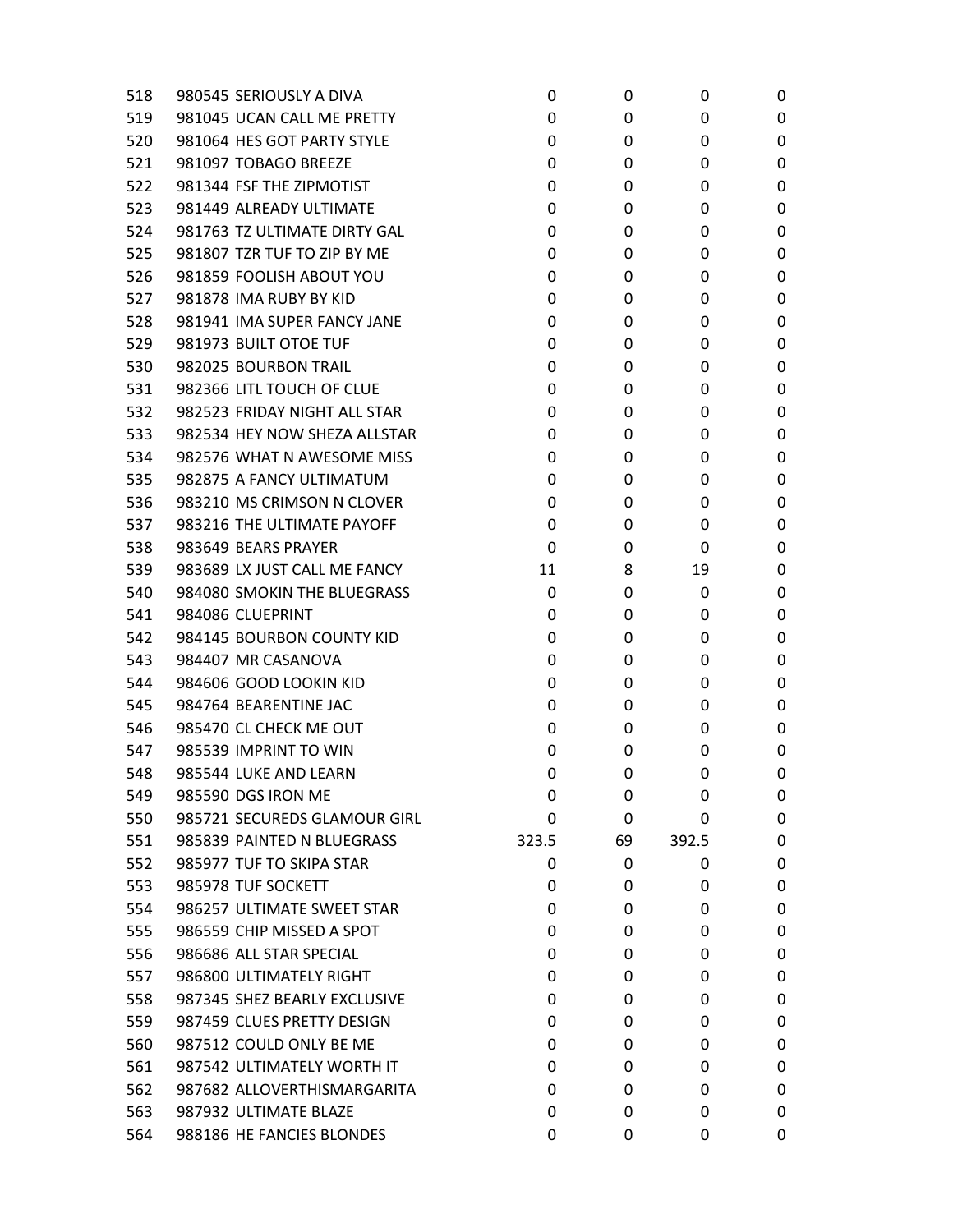|  |  |  |  |  |  |  |
|---|---|---|---|---|---|---|
| 518 | 980545 | SERIOUSLY A DIVA | 0 | 0 | 0 | 0 |
| 519 | 981045 | UCAN CALL ME PRETTY | 0 | 0 | 0 | 0 |
| 520 | 981064 | HES GOT PARTY STYLE | 0 | 0 | 0 | 0 |
| 521 | 981097 | TOBAGO BREEZE | 0 | 0 | 0 | 0 |
| 522 | 981344 | FSF THE ZIPMOTIST | 0 | 0 | 0 | 0 |
| 523 | 981449 | ALREADY ULTIMATE | 0 | 0 | 0 | 0 |
| 524 | 981763 | TZ ULTIMATE DIRTY GAL | 0 | 0 | 0 | 0 |
| 525 | 981807 | TZR TUF TO ZIP BY ME | 0 | 0 | 0 | 0 |
| 526 | 981859 | FOOLISH ABOUT YOU | 0 | 0 | 0 | 0 |
| 527 | 981878 | IMA RUBY BY KID | 0 | 0 | 0 | 0 |
| 528 | 981941 | IMA SUPER FANCY JANE | 0 | 0 | 0 | 0 |
| 529 | 981973 | BUILT OTOE TUF | 0 | 0 | 0 | 0 |
| 530 | 982025 | BOURBON TRAIL | 0 | 0 | 0 | 0 |
| 531 | 982366 | LITL TOUCH OF CLUE | 0 | 0 | 0 | 0 |
| 532 | 982523 | FRIDAY NIGHT ALL STAR | 0 | 0 | 0 | 0 |
| 533 | 982534 | HEY NOW SHEZA ALLSTAR | 0 | 0 | 0 | 0 |
| 534 | 982576 | WHAT N AWESOME MISS | 0 | 0 | 0 | 0 |
| 535 | 982875 | A FANCY ULTIMATUM | 0 | 0 | 0 | 0 |
| 536 | 983210 | MS CRIMSON N CLOVER | 0 | 0 | 0 | 0 |
| 537 | 983216 | THE ULTIMATE PAYOFF | 0 | 0 | 0 | 0 |
| 538 | 983649 | BEARS PRAYER | 0 | 0 | 0 | 0 |
| 539 | 983689 | LX JUST CALL ME FANCY | 11 | 8 | 19 | 0 |
| 540 | 984080 | SMOKIN THE BLUEGRASS | 0 | 0 | 0 | 0 |
| 541 | 984086 | CLUEPRINT | 0 | 0 | 0 | 0 |
| 542 | 984145 | BOURBON COUNTY KID | 0 | 0 | 0 | 0 |
| 543 | 984407 | MR CASANOVA | 0 | 0 | 0 | 0 |
| 544 | 984606 | GOOD LOOKIN KID | 0 | 0 | 0 | 0 |
| 545 | 984764 | BEARENTINE JAC | 0 | 0 | 0 | 0 |
| 546 | 985470 | CL CHECK ME OUT | 0 | 0 | 0 | 0 |
| 547 | 985539 | IMPRINT TO WIN | 0 | 0 | 0 | 0 |
| 548 | 985544 | LUKE AND LEARN | 0 | 0 | 0 | 0 |
| 549 | 985590 | DGS IRON ME | 0 | 0 | 0 | 0 |
| 550 | 985721 | SECUREDS GLAMOUR GIRL | 0 | 0 | 0 | 0 |
| 551 | 985839 | PAINTED N BLUEGRASS | 323.5 | 69 | 392.5 | 0 |
| 552 | 985977 | TUF TO SKIPA STAR | 0 | 0 | 0 | 0 |
| 553 | 985978 | TUF SOCKETT | 0 | 0 | 0 | 0 |
| 554 | 986257 | ULTIMATE SWEET STAR | 0 | 0 | 0 | 0 |
| 555 | 986559 | CHIP MISSED A SPOT | 0 | 0 | 0 | 0 |
| 556 | 986686 | ALL STAR SPECIAL | 0 | 0 | 0 | 0 |
| 557 | 986800 | ULTIMATELY RIGHT | 0 | 0 | 0 | 0 |
| 558 | 987345 | SHEZ BEARLY EXCLUSIVE | 0 | 0 | 0 | 0 |
| 559 | 987459 | CLUES PRETTY DESIGN | 0 | 0 | 0 | 0 |
| 560 | 987512 | COULD ONLY BE ME | 0 | 0 | 0 | 0 |
| 561 | 987542 | ULTIMATELY WORTH IT | 0 | 0 | 0 | 0 |
| 562 | 987682 | ALLOVERTHISMARGARITA | 0 | 0 | 0 | 0 |
| 563 | 987932 | ULTIMATE BLAZE | 0 | 0 | 0 | 0 |
| 564 | 988186 | HE FANCIES BLONDES | 0 | 0 | 0 | 0 |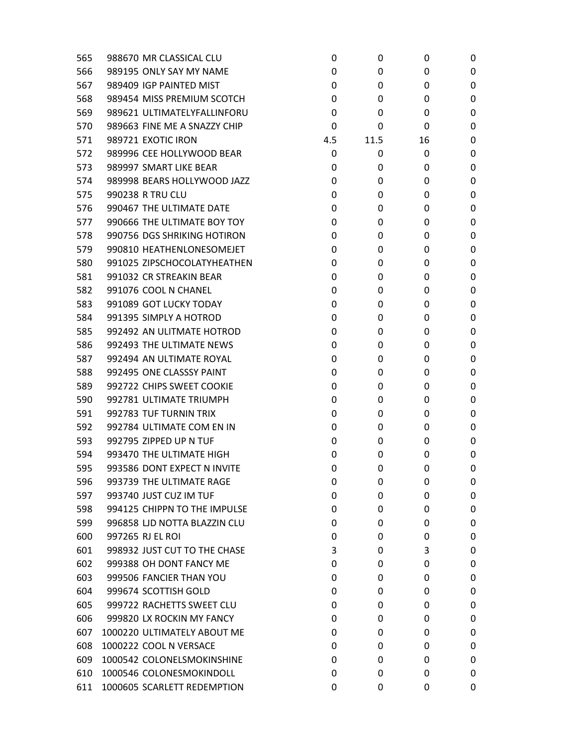| | | | | | |
|---|---|---|---|---|---|
| 565 | 988670 MR CLASSICAL CLU | 0 | 0 | 0 | 0 |
| 566 | 989195 ONLY SAY MY NAME | 0 | 0 | 0 | 0 |
| 567 | 989409 IGP PAINTED MIST | 0 | 0 | 0 | 0 |
| 568 | 989454 MISS PREMIUM SCOTCH | 0 | 0 | 0 | 0 |
| 569 | 989621 ULTIMATELYFALLINFORU | 0 | 0 | 0 | 0 |
| 570 | 989663 FINE ME A SNAZZY CHIP | 0 | 0 | 0 | 0 |
| 571 | 989721 EXOTIC IRON | 4.5 | 11.5 | 16 | 0 |
| 572 | 989996 CEE HOLLYWOOD BEAR | 0 | 0 | 0 | 0 |
| 573 | 989997 SMART LIKE BEAR | 0 | 0 | 0 | 0 |
| 574 | 989998 BEARS HOLLYWOOD JAZZ | 0 | 0 | 0 | 0 |
| 575 | 990238 R TRU CLU | 0 | 0 | 0 | 0 |
| 576 | 990467 THE ULTIMATE DATE | 0 | 0 | 0 | 0 |
| 577 | 990666 THE ULTIMATE BOY TOY | 0 | 0 | 0 | 0 |
| 578 | 990756 DGS SHRIKING HOTIRON | 0 | 0 | 0 | 0 |
| 579 | 990810 HEATHENLONESOMEJET | 0 | 0 | 0 | 0 |
| 580 | 991025 ZIPSCHOCOLATYHEATHEN | 0 | 0 | 0 | 0 |
| 581 | 991032 CR STREAKIN BEAR | 0 | 0 | 0 | 0 |
| 582 | 991076 COOL N CHANEL | 0 | 0 | 0 | 0 |
| 583 | 991089 GOT LUCKY TODAY | 0 | 0 | 0 | 0 |
| 584 | 991395 SIMPLY A HOTROD | 0 | 0 | 0 | 0 |
| 585 | 992492 AN ULITMATE HOTROD | 0 | 0 | 0 | 0 |
| 586 | 992493 THE ULTIMATE NEWS | 0 | 0 | 0 | 0 |
| 587 | 992494 AN ULTIMATE ROYAL | 0 | 0 | 0 | 0 |
| 588 | 992495 ONE CLASSSY PAINT | 0 | 0 | 0 | 0 |
| 589 | 992722 CHIPS SWEET COOKIE | 0 | 0 | 0 | 0 |
| 590 | 992781 ULTIMATE TRIUMPH | 0 | 0 | 0 | 0 |
| 591 | 992783 TUF TURNIN TRIX | 0 | 0 | 0 | 0 |
| 592 | 992784 ULTIMATE COM EN IN | 0 | 0 | 0 | 0 |
| 593 | 992795 ZIPPED UP N TUF | 0 | 0 | 0 | 0 |
| 594 | 993470 THE ULTIMATE HIGH | 0 | 0 | 0 | 0 |
| 595 | 993586 DONT EXPECT N INVITE | 0 | 0 | 0 | 0 |
| 596 | 993739 THE ULTIMATE RAGE | 0 | 0 | 0 | 0 |
| 597 | 993740 JUST CUZ IM TUF | 0 | 0 | 0 | 0 |
| 598 | 994125 CHIPPN TO THE IMPULSE | 0 | 0 | 0 | 0 |
| 599 | 996858 LJD NOTTA BLAZZIN CLU | 0 | 0 | 0 | 0 |
| 600 | 997265 RJ EL ROI | 0 | 0 | 0 | 0 |
| 601 | 998932 JUST CUT TO THE CHASE | 3 | 0 | 3 | 0 |
| 602 | 999388 OH DONT FANCY ME | 0 | 0 | 0 | 0 |
| 603 | 999506 FANCIER THAN YOU | 0 | 0 | 0 | 0 |
| 604 | 999674 SCOTTISH GOLD | 0 | 0 | 0 | 0 |
| 605 | 999722 RACHETTS SWEET CLU | 0 | 0 | 0 | 0 |
| 606 | 999820 LX ROCKIN MY FANCY | 0 | 0 | 0 | 0 |
| 607 | 1000220 ULTIMATELY ABOUT ME | 0 | 0 | 0 | 0 |
| 608 | 1000222 COOL N VERSACE | 0 | 0 | 0 | 0 |
| 609 | 1000542 COLONELSMOKINSHINE | 0 | 0 | 0 | 0 |
| 610 | 1000546 COLONESMOKINDOLL | 0 | 0 | 0 | 0 |
| 611 | 1000605 SCARLETT REDEMPTION | 0 | 0 | 0 | 0 |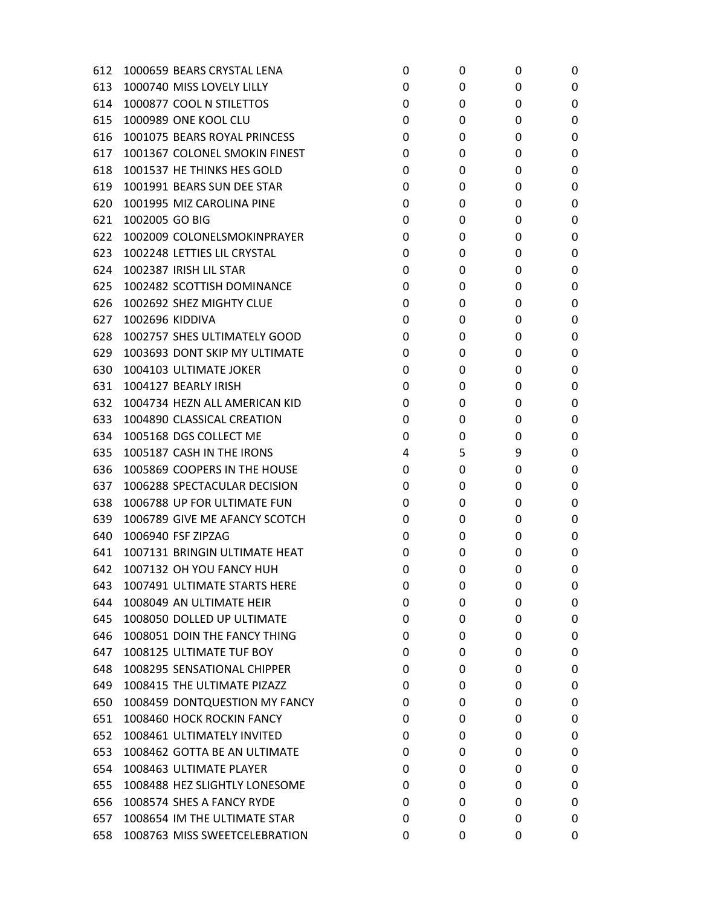| | | | | | |
|---|---|---|---|---|---|
| 612 | 1000659 BEARS CRYSTAL LENA | 0 | 0 | 0 | 0 |
| 613 | 1000740 MISS LOVELY LILLY | 0 | 0 | 0 | 0 |
| 614 | 1000877 COOL N STILETTOS | 0 | 0 | 0 | 0 |
| 615 | 1000989 ONE KOOL CLU | 0 | 0 | 0 | 0 |
| 616 | 1001075 BEARS ROYAL PRINCESS | 0 | 0 | 0 | 0 |
| 617 | 1001367 COLONEL SMOKIN FINEST | 0 | 0 | 0 | 0 |
| 618 | 1001537 HE THINKS HES GOLD | 0 | 0 | 0 | 0 |
| 619 | 1001991 BEARS SUN DEE STAR | 0 | 0 | 0 | 0 |
| 620 | 1001995 MIZ CAROLINA PINE | 0 | 0 | 0 | 0 |
| 621 | 1002005 GO BIG | 0 | 0 | 0 | 0 |
| 622 | 1002009 COLONELSMOKINPRAYER | 0 | 0 | 0 | 0 |
| 623 | 1002248 LETTIES LIL CRYSTAL | 0 | 0 | 0 | 0 |
| 624 | 1002387 IRISH LIL STAR | 0 | 0 | 0 | 0 |
| 625 | 1002482 SCOTTISH DOMINANCE | 0 | 0 | 0 | 0 |
| 626 | 1002692 SHEZ MIGHTY CLUE | 0 | 0 | 0 | 0 |
| 627 | 1002696 KIDDIVA | 0 | 0 | 0 | 0 |
| 628 | 1002757 SHES ULTIMATELY GOOD | 0 | 0 | 0 | 0 |
| 629 | 1003693 DONT SKIP MY ULTIMATE | 0 | 0 | 0 | 0 |
| 630 | 1004103 ULTIMATE JOKER | 0 | 0 | 0 | 0 |
| 631 | 1004127 BEARLY IRISH | 0 | 0 | 0 | 0 |
| 632 | 1004734 HEZN ALL AMERICAN KID | 0 | 0 | 0 | 0 |
| 633 | 1004890 CLASSICAL CREATION | 0 | 0 | 0 | 0 |
| 634 | 1005168 DGS COLLECT ME | 0 | 0 | 0 | 0 |
| 635 | 1005187 CASH IN THE IRONS | 4 | 5 | 9 | 0 |
| 636 | 1005869 COOPERS IN THE HOUSE | 0 | 0 | 0 | 0 |
| 637 | 1006288 SPECTACULAR DECISION | 0 | 0 | 0 | 0 |
| 638 | 1006788 UP FOR ULTIMATE FUN | 0 | 0 | 0 | 0 |
| 639 | 1006789 GIVE ME AFANCY SCOTCH | 0 | 0 | 0 | 0 |
| 640 | 1006940 FSF ZIPZAG | 0 | 0 | 0 | 0 |
| 641 | 1007131 BRINGIN ULTIMATE HEAT | 0 | 0 | 0 | 0 |
| 642 | 1007132 OH YOU FANCY HUH | 0 | 0 | 0 | 0 |
| 643 | 1007491 ULTIMATE STARTS HERE | 0 | 0 | 0 | 0 |
| 644 | 1008049 AN ULTIMATE HEIR | 0 | 0 | 0 | 0 |
| 645 | 1008050 DOLLED UP ULTIMATE | 0 | 0 | 0 | 0 |
| 646 | 1008051 DOIN THE FANCY THING | 0 | 0 | 0 | 0 |
| 647 | 1008125 ULTIMATE TUF BOY | 0 | 0 | 0 | 0 |
| 648 | 1008295 SENSATIONAL CHIPPER | 0 | 0 | 0 | 0 |
| 649 | 1008415 THE ULTIMATE PIZAZZ | 0 | 0 | 0 | 0 |
| 650 | 1008459 DONTQUESTION MY FANCY | 0 | 0 | 0 | 0 |
| 651 | 1008460 HOCK ROCKIN FANCY | 0 | 0 | 0 | 0 |
| 652 | 1008461 ULTIMATELY INVITED | 0 | 0 | 0 | 0 |
| 653 | 1008462 GOTTA BE AN ULTIMATE | 0 | 0 | 0 | 0 |
| 654 | 1008463 ULTIMATE PLAYER | 0 | 0 | 0 | 0 |
| 655 | 1008488 HEZ SLIGHTLY LONESOME | 0 | 0 | 0 | 0 |
| 656 | 1008574 SHES A FANCY RYDE | 0 | 0 | 0 | 0 |
| 657 | 1008654 IM THE ULTIMATE STAR | 0 | 0 | 0 | 0 |
| 658 | 1008763 MISS SWEETCELEBRATION | 0 | 0 | 0 | 0 |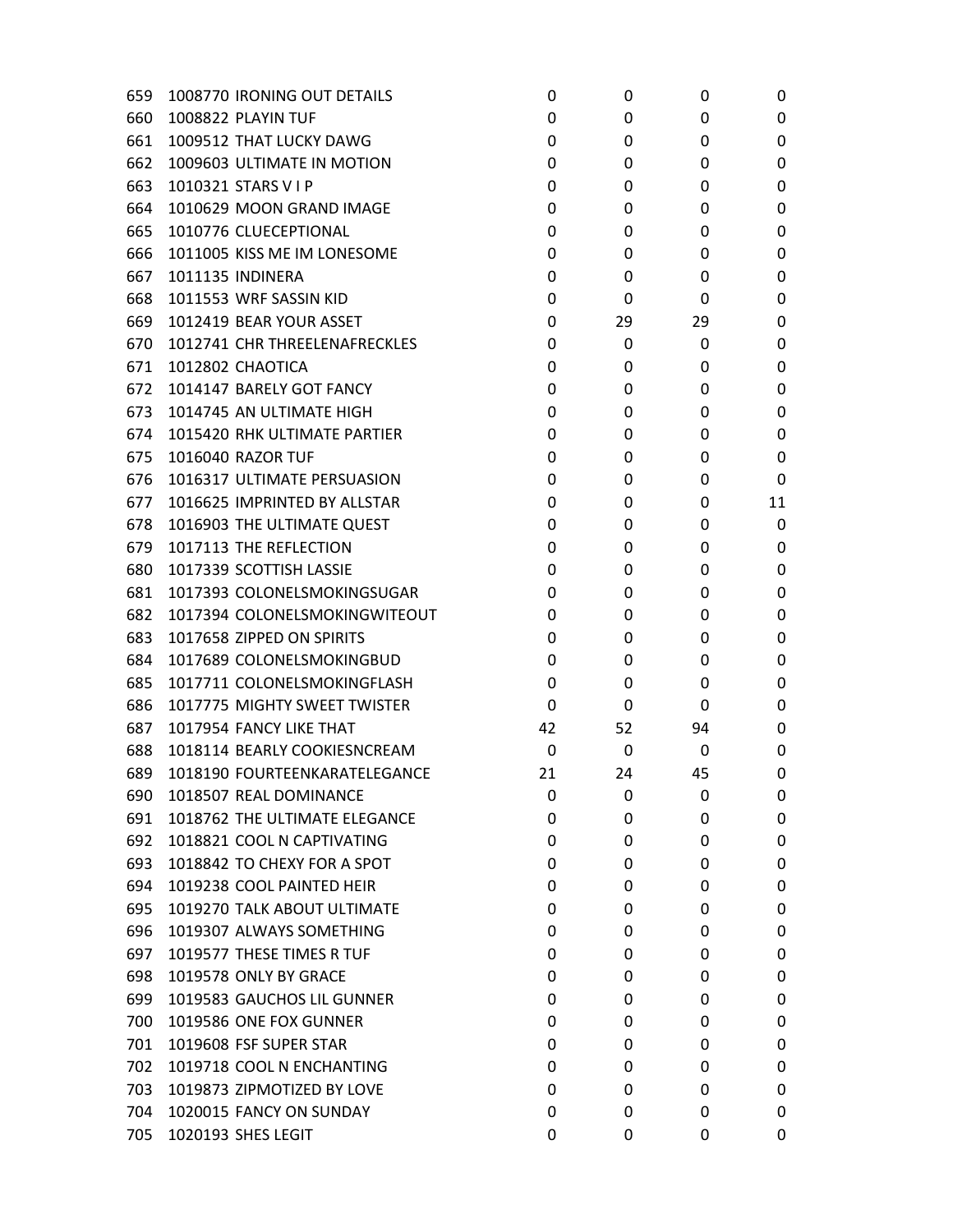| | | | | | |
|---|---|---|---|---|---|
| 659 | 1008770 IRONING OUT DETAILS | 0 | 0 | 0 | 0 |
| 660 | 1008822 PLAYIN TUF | 0 | 0 | 0 | 0 |
| 661 | 1009512 THAT LUCKY DAWG | 0 | 0 | 0 | 0 |
| 662 | 1009603 ULTIMATE IN MOTION | 0 | 0 | 0 | 0 |
| 663 | 1010321 STARS V I P | 0 | 0 | 0 | 0 |
| 664 | 1010629 MOON GRAND IMAGE | 0 | 0 | 0 | 0 |
| 665 | 1010776 CLUECEPTIONAL | 0 | 0 | 0 | 0 |
| 666 | 1011005 KISS ME IM LONESOME | 0 | 0 | 0 | 0 |
| 667 | 1011135 INDINERA | 0 | 0 | 0 | 0 |
| 668 | 1011553 WRF SASSIN KID | 0 | 0 | 0 | 0 |
| 669 | 1012419 BEAR YOUR ASSET | 0 | 29 | 29 | 0 |
| 670 | 1012741 CHR THREELENAFRECKLES | 0 | 0 | 0 | 0 |
| 671 | 1012802 CHAOTICA | 0 | 0 | 0 | 0 |
| 672 | 1014147 BARELY GOT FANCY | 0 | 0 | 0 | 0 |
| 673 | 1014745 AN ULTIMATE HIGH | 0 | 0 | 0 | 0 |
| 674 | 1015420 RHK ULTIMATE PARTIER | 0 | 0 | 0 | 0 |
| 675 | 1016040 RAZOR TUF | 0 | 0 | 0 | 0 |
| 676 | 1016317 ULTIMATE PERSUASION | 0 | 0 | 0 | 0 |
| 677 | 1016625 IMPRINTED BY ALLSTAR | 0 | 0 | 0 | 11 |
| 678 | 1016903 THE ULTIMATE QUEST | 0 | 0 | 0 | 0 |
| 679 | 1017113 THE REFLECTION | 0 | 0 | 0 | 0 |
| 680 | 1017339 SCOTTISH LASSIE | 0 | 0 | 0 | 0 |
| 681 | 1017393 COLONELSMOKINGSUGAR | 0 | 0 | 0 | 0 |
| 682 | 1017394 COLONELSMOKINGWITEOUT | 0 | 0 | 0 | 0 |
| 683 | 1017658 ZIPPED ON SPIRITS | 0 | 0 | 0 | 0 |
| 684 | 1017689 COLONELSMOKINGBUD | 0 | 0 | 0 | 0 |
| 685 | 1017711 COLONELSMOKINGFLASH | 0 | 0 | 0 | 0 |
| 686 | 1017775 MIGHTY SWEET TWISTER | 0 | 0 | 0 | 0 |
| 687 | 1017954 FANCY LIKE THAT | 42 | 52 | 94 | 0 |
| 688 | 1018114 BEARLY COOKIESNCREAM | 0 | 0 | 0 | 0 |
| 689 | 1018190 FOURTEENKARATELEGANCE | 21 | 24 | 45 | 0 |
| 690 | 1018507 REAL DOMINANCE | 0 | 0 | 0 | 0 |
| 691 | 1018762 THE ULTIMATE ELEGANCE | 0 | 0 | 0 | 0 |
| 692 | 1018821 COOL N CAPTIVATING | 0 | 0 | 0 | 0 |
| 693 | 1018842 TO CHEXY FOR A SPOT | 0 | 0 | 0 | 0 |
| 694 | 1019238 COOL PAINTED HEIR | 0 | 0 | 0 | 0 |
| 695 | 1019270 TALK ABOUT ULTIMATE | 0 | 0 | 0 | 0 |
| 696 | 1019307 ALWAYS SOMETHING | 0 | 0 | 0 | 0 |
| 697 | 1019577 THESE TIMES R TUF | 0 | 0 | 0 | 0 |
| 698 | 1019578 ONLY BY GRACE | 0 | 0 | 0 | 0 |
| 699 | 1019583 GAUCHOS LIL GUNNER | 0 | 0 | 0 | 0 |
| 700 | 1019586 ONE FOX GUNNER | 0 | 0 | 0 | 0 |
| 701 | 1019608 FSF SUPER STAR | 0 | 0 | 0 | 0 |
| 702 | 1019718 COOL N ENCHANTING | 0 | 0 | 0 | 0 |
| 703 | 1019873 ZIPMOTIZED BY LOVE | 0 | 0 | 0 | 0 |
| 704 | 1020015 FANCY ON SUNDAY | 0 | 0 | 0 | 0 |
| 705 | 1020193 SHES LEGIT | 0 | 0 | 0 | 0 |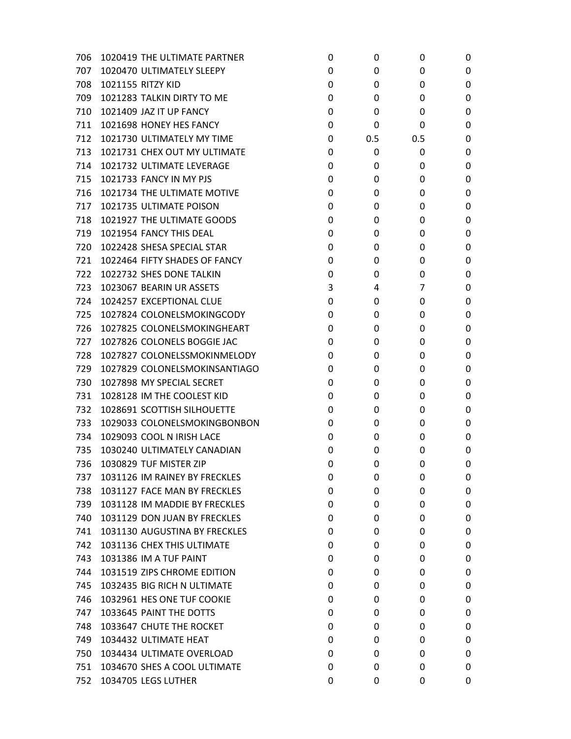| | | | | | |
|---|---|---|---|---|---|
| 706 | 1020419 THE ULTIMATE PARTNER | 0 | 0 | 0 | 0 |
| 707 | 1020470 ULTIMATELY SLEEPY | 0 | 0 | 0 | 0 |
| 708 | 1021155 RITZY KID | 0 | 0 | 0 | 0 |
| 709 | 1021283 TALKIN DIRTY TO ME | 0 | 0 | 0 | 0 |
| 710 | 1021409 JAZ IT UP FANCY | 0 | 0 | 0 | 0 |
| 711 | 1021698 HONEY HES FANCY | 0 | 0 | 0 | 0 |
| 712 | 1021730 ULTIMATELY MY TIME | 0 | 0.5 | 0.5 | 0 |
| 713 | 1021731 CHEX OUT MY ULTIMATE | 0 | 0 | 0 | 0 |
| 714 | 1021732 ULTIMATE LEVERAGE | 0 | 0 | 0 | 0 |
| 715 | 1021733 FANCY IN MY PJS | 0 | 0 | 0 | 0 |
| 716 | 1021734 THE ULTIMATE MOTIVE | 0 | 0 | 0 | 0 |
| 717 | 1021735 ULTIMATE POISON | 0 | 0 | 0 | 0 |
| 718 | 1021927 THE ULTIMATE GOODS | 0 | 0 | 0 | 0 |
| 719 | 1021954 FANCY THIS DEAL | 0 | 0 | 0 | 0 |
| 720 | 1022428 SHESA SPECIAL STAR | 0 | 0 | 0 | 0 |
| 721 | 1022464 FIFTY SHADES OF FANCY | 0 | 0 | 0 | 0 |
| 722 | 1022732 SHES DONE TALKIN | 0 | 0 | 0 | 0 |
| 723 | 1023067 BEARIN UR ASSETS | 3 | 4 | 7 | 0 |
| 724 | 1024257 EXCEPTIONAL CLUE | 0 | 0 | 0 | 0 |
| 725 | 1027824 COLONELSMOKINGCODY | 0 | 0 | 0 | 0 |
| 726 | 1027825 COLONELSMOKINGHEART | 0 | 0 | 0 | 0 |
| 727 | 1027826 COLONELS BOGGIE JAC | 0 | 0 | 0 | 0 |
| 728 | 1027827 COLONELSSMOKINMELODY | 0 | 0 | 0 | 0 |
| 729 | 1027829 COLONELSMOKINSANTIAGO | 0 | 0 | 0 | 0 |
| 730 | 1027898 MY SPECIAL SECRET | 0 | 0 | 0 | 0 |
| 731 | 1028128 IM THE COOLEST KID | 0 | 0 | 0 | 0 |
| 732 | 1028691 SCOTTISH SILHOUETTE | 0 | 0 | 0 | 0 |
| 733 | 1029033 COLONELSMOKINGBONBON | 0 | 0 | 0 | 0 |
| 734 | 1029093 COOL N IRISH LACE | 0 | 0 | 0 | 0 |
| 735 | 1030240 ULTIMATELY CANADIAN | 0 | 0 | 0 | 0 |
| 736 | 1030829 TUF MISTER ZIP | 0 | 0 | 0 | 0 |
| 737 | 1031126 IM RAINEY BY FRECKLES | 0 | 0 | 0 | 0 |
| 738 | 1031127 FACE MAN BY FRECKLES | 0 | 0 | 0 | 0 |
| 739 | 1031128 IM MADDIE BY FRECKLES | 0 | 0 | 0 | 0 |
| 740 | 1031129 DON JUAN BY FRECKLES | 0 | 0 | 0 | 0 |
| 741 | 1031130 AUGUSTINA BY FRECKLES | 0 | 0 | 0 | 0 |
| 742 | 1031136 CHEX THIS ULTIMATE | 0 | 0 | 0 | 0 |
| 743 | 1031386 IM A TUF PAINT | 0 | 0 | 0 | 0 |
| 744 | 1031519 ZIPS CHROME EDITION | 0 | 0 | 0 | 0 |
| 745 | 1032435 BIG RICH N ULTIMATE | 0 | 0 | 0 | 0 |
| 746 | 1032961 HES ONE TUF COOKIE | 0 | 0 | 0 | 0 |
| 747 | 1033645 PAINT THE DOTTS | 0 | 0 | 0 | 0 |
| 748 | 1033647 CHUTE THE ROCKET | 0 | 0 | 0 | 0 |
| 749 | 1034432 ULTIMATE HEAT | 0 | 0 | 0 | 0 |
| 750 | 1034434 ULTIMATE OVERLOAD | 0 | 0 | 0 | 0 |
| 751 | 1034670 SHES A COOL ULTIMATE | 0 | 0 | 0 | 0 |
| 752 | 1034705 LEGS LUTHER | 0 | 0 | 0 | 0 |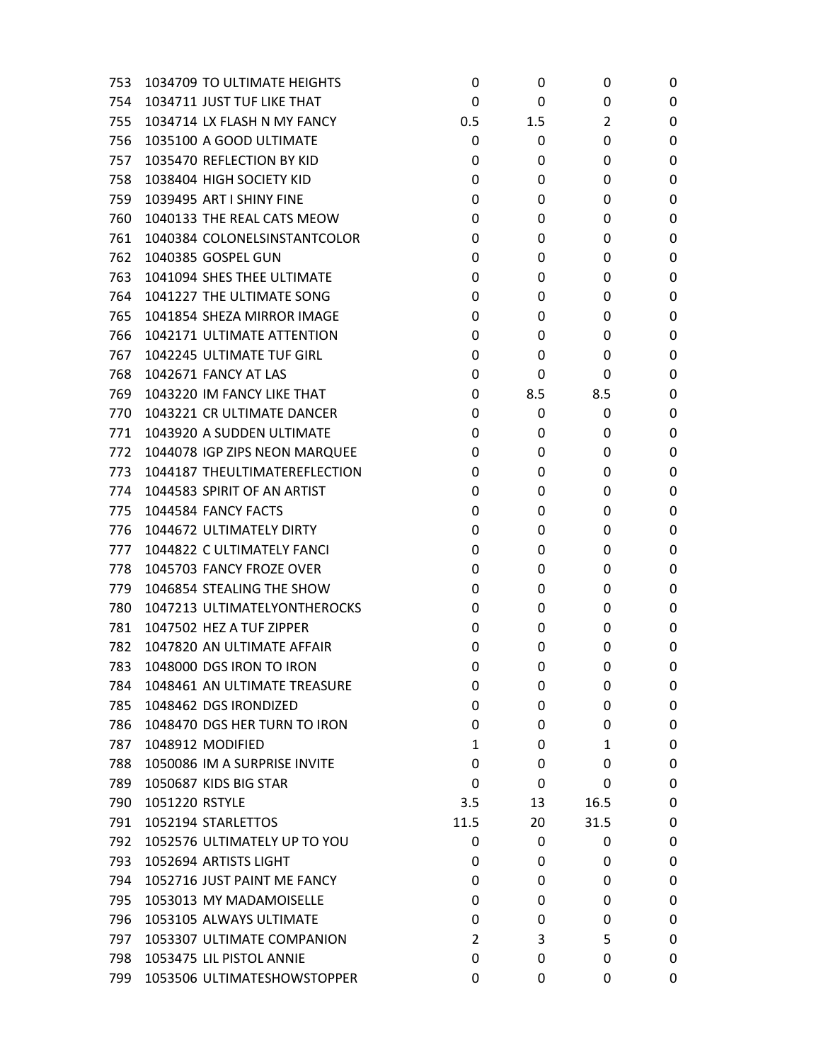| | | | | | | |
|---|---|---|---|---|---|---|
| 753 | 1034709 | TO ULTIMATE HEIGHTS | 0 | 0 | 0 | 0 |
| 754 | 1034711 | JUST TUF LIKE THAT | 0 | 0 | 0 | 0 |
| 755 | 1034714 | LX FLASH N MY FANCY | 0.5 | 1.5 | 2 | 0 |
| 756 | 1035100 | A GOOD ULTIMATE | 0 | 0 | 0 | 0 |
| 757 | 1035470 | REFLECTION BY KID | 0 | 0 | 0 | 0 |
| 758 | 1038404 | HIGH SOCIETY KID | 0 | 0 | 0 | 0 |
| 759 | 1039495 | ART I SHINY FINE | 0 | 0 | 0 | 0 |
| 760 | 1040133 | THE REAL CATS MEOW | 0 | 0 | 0 | 0 |
| 761 | 1040384 | COLONELSINSTANTCOLOR | 0 | 0 | 0 | 0 |
| 762 | 1040385 | GOSPEL GUN | 0 | 0 | 0 | 0 |
| 763 | 1041094 | SHES THEE ULTIMATE | 0 | 0 | 0 | 0 |
| 764 | 1041227 | THE ULTIMATE SONG | 0 | 0 | 0 | 0 |
| 765 | 1041854 | SHEZA MIRROR IMAGE | 0 | 0 | 0 | 0 |
| 766 | 1042171 | ULTIMATE ATTENTION | 0 | 0 | 0 | 0 |
| 767 | 1042245 | ULTIMATE TUF GIRL | 0 | 0 | 0 | 0 |
| 768 | 1042671 | FANCY AT LAS | 0 | 0 | 0 | 0 |
| 769 | 1043220 | IM FANCY LIKE THAT | 0 | 8.5 | 8.5 | 0 |
| 770 | 1043221 | CR ULTIMATE DANCER | 0 | 0 | 0 | 0 |
| 771 | 1043920 | A SUDDEN ULTIMATE | 0 | 0 | 0 | 0 |
| 772 | 1044078 | IGP ZIPS NEON MARQUEE | 0 | 0 | 0 | 0 |
| 773 | 1044187 | THEULTIMATEREFLECTION | 0 | 0 | 0 | 0 |
| 774 | 1044583 | SPIRIT OF AN ARTIST | 0 | 0 | 0 | 0 |
| 775 | 1044584 | FANCY FACTS | 0 | 0 | 0 | 0 |
| 776 | 1044672 | ULTIMATELY DIRTY | 0 | 0 | 0 | 0 |
| 777 | 1044822 | C ULTIMATELY FANCI | 0 | 0 | 0 | 0 |
| 778 | 1045703 | FANCY FROZE OVER | 0 | 0 | 0 | 0 |
| 779 | 1046854 | STEALING THE SHOW | 0 | 0 | 0 | 0 |
| 780 | 1047213 | ULTIMATELYONTHEROCKS | 0 | 0 | 0 | 0 |
| 781 | 1047502 | HEZ A TUF ZIPPER | 0 | 0 | 0 | 0 |
| 782 | 1047820 | AN ULTIMATE AFFAIR | 0 | 0 | 0 | 0 |
| 783 | 1048000 | DGS IRON TO IRON | 0 | 0 | 0 | 0 |
| 784 | 1048461 | AN ULTIMATE TREASURE | 0 | 0 | 0 | 0 |
| 785 | 1048462 | DGS IRONDIZED | 0 | 0 | 0 | 0 |
| 786 | 1048470 | DGS HER TURN TO IRON | 0 | 0 | 0 | 0 |
| 787 | 1048912 | MODIFIED | 1 | 0 | 1 | 0 |
| 788 | 1050086 | IM A SURPRISE INVITE | 0 | 0 | 0 | 0 |
| 789 | 1050687 | KIDS BIG STAR | 0 | 0 | 0 | 0 |
| 790 | 1051220 | RSTYLE | 3.5 | 13 | 16.5 | 0 |
| 791 | 1052194 | STARLETTOS | 11.5 | 20 | 31.5 | 0 |
| 792 | 1052576 | ULTIMATELY UP TO YOU | 0 | 0 | 0 | 0 |
| 793 | 1052694 | ARTISTS LIGHT | 0 | 0 | 0 | 0 |
| 794 | 1052716 | JUST PAINT ME FANCY | 0 | 0 | 0 | 0 |
| 795 | 1053013 | MY MADAMOISELLE | 0 | 0 | 0 | 0 |
| 796 | 1053105 | ALWAYS ULTIMATE | 0 | 0 | 0 | 0 |
| 797 | 1053307 | ULTIMATE COMPANION | 2 | 3 | 5 | 0 |
| 798 | 1053475 | LIL PISTOL ANNIE | 0 | 0 | 0 | 0 |
| 799 | 1053506 | ULTIMATESHOWSTOPPER | 0 | 0 | 0 | 0 |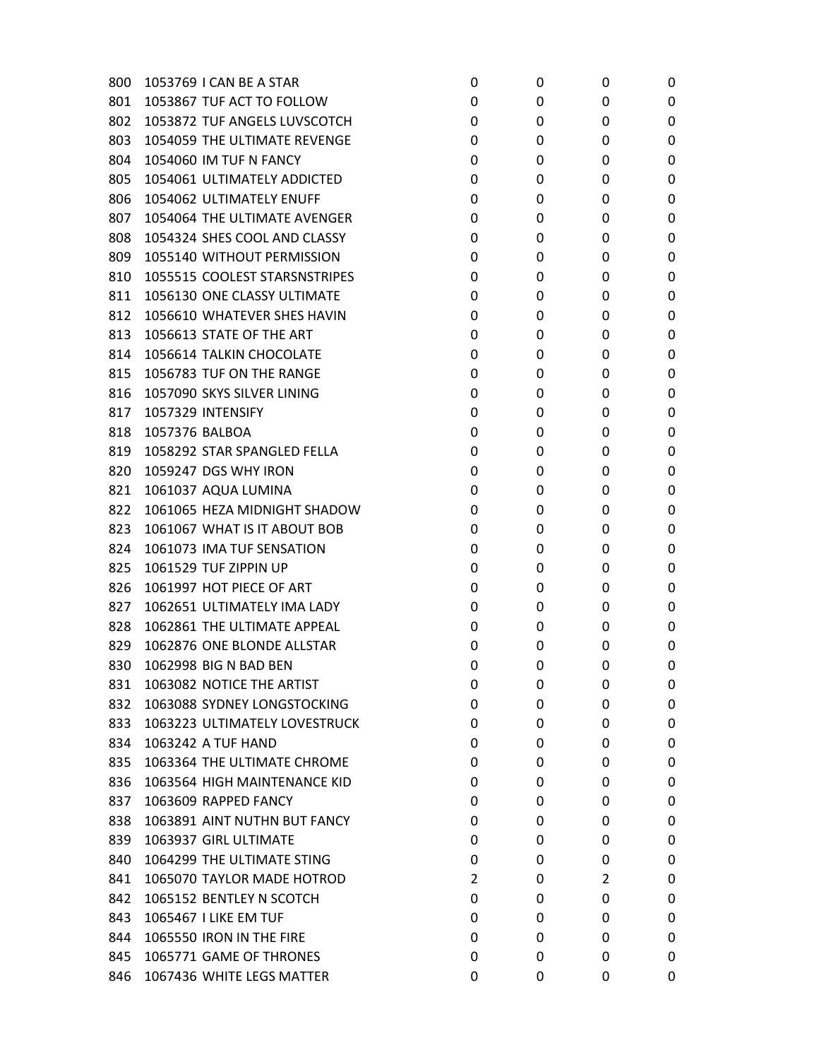| | | | | | |
|---|---|---|---|---|---|
| 800 | 1053769 I CAN BE A STAR | 0 | 0 | 0 | 0 |
| 801 | 1053867 TUF ACT TO FOLLOW | 0 | 0 | 0 | 0 |
| 802 | 1053872 TUF ANGELS LUVSCOTCH | 0 | 0 | 0 | 0 |
| 803 | 1054059 THE ULTIMATE REVENGE | 0 | 0 | 0 | 0 |
| 804 | 1054060 IM TUF N FANCY | 0 | 0 | 0 | 0 |
| 805 | 1054061 ULTIMATELY ADDICTED | 0 | 0 | 0 | 0 |
| 806 | 1054062 ULTIMATELY ENUFF | 0 | 0 | 0 | 0 |
| 807 | 1054064 THE ULTIMATE AVENGER | 0 | 0 | 0 | 0 |
| 808 | 1054324 SHES COOL AND CLASSY | 0 | 0 | 0 | 0 |
| 809 | 1055140 WITHOUT PERMISSION | 0 | 0 | 0 | 0 |
| 810 | 1055515 COOLEST STARSNSTRIPES | 0 | 0 | 0 | 0 |
| 811 | 1056130 ONE CLASSY ULTIMATE | 0 | 0 | 0 | 0 |
| 812 | 1056610 WHATEVER SHES HAVIN | 0 | 0 | 0 | 0 |
| 813 | 1056613 STATE OF THE ART | 0 | 0 | 0 | 0 |
| 814 | 1056614 TALKIN CHOCOLATE | 0 | 0 | 0 | 0 |
| 815 | 1056783 TUF ON THE RANGE | 0 | 0 | 0 | 0 |
| 816 | 1057090 SKYS SILVER LINING | 0 | 0 | 0 | 0 |
| 817 | 1057329 INTENSIFY | 0 | 0 | 0 | 0 |
| 818 | 1057376 BALBOA | 0 | 0 | 0 | 0 |
| 819 | 1058292 STAR SPANGLED FELLA | 0 | 0 | 0 | 0 |
| 820 | 1059247 DGS WHY IRON | 0 | 0 | 0 | 0 |
| 821 | 1061037 AQUA LUMINA | 0 | 0 | 0 | 0 |
| 822 | 1061065 HEZA MIDNIGHT SHADOW | 0 | 0 | 0 | 0 |
| 823 | 1061067 WHAT IS IT ABOUT BOB | 0 | 0 | 0 | 0 |
| 824 | 1061073 IMA TUF SENSATION | 0 | 0 | 0 | 0 |
| 825 | 1061529 TUF ZIPPIN UP | 0 | 0 | 0 | 0 |
| 826 | 1061997 HOT PIECE OF ART | 0 | 0 | 0 | 0 |
| 827 | 1062651 ULTIMATELY IMA LADY | 0 | 0 | 0 | 0 |
| 828 | 1062861 THE ULTIMATE APPEAL | 0 | 0 | 0 | 0 |
| 829 | 1062876 ONE BLONDE ALLSTAR | 0 | 0 | 0 | 0 |
| 830 | 1062998 BIG N BAD BEN | 0 | 0 | 0 | 0 |
| 831 | 1063082 NOTICE THE ARTIST | 0 | 0 | 0 | 0 |
| 832 | 1063088 SYDNEY LONGSTOCKING | 0 | 0 | 0 | 0 |
| 833 | 1063223 ULTIMATELY LOVESTRUCK | 0 | 0 | 0 | 0 |
| 834 | 1063242 A TUF HAND | 0 | 0 | 0 | 0 |
| 835 | 1063364 THE ULTIMATE CHROME | 0 | 0 | 0 | 0 |
| 836 | 1063564 HIGH MAINTENANCE KID | 0 | 0 | 0 | 0 |
| 837 | 1063609 RAPPED FANCY | 0 | 0 | 0 | 0 |
| 838 | 1063891 AINT NUTHN BUT FANCY | 0 | 0 | 0 | 0 |
| 839 | 1063937 GIRL ULTIMATE | 0 | 0 | 0 | 0 |
| 840 | 1064299 THE ULTIMATE STING | 0 | 0 | 0 | 0 |
| 841 | 1065070 TAYLOR MADE HOTROD | 2 | 0 | 2 | 0 |
| 842 | 1065152 BENTLEY N SCOTCH | 0 | 0 | 0 | 0 |
| 843 | 1065467 I LIKE EM TUF | 0 | 0 | 0 | 0 |
| 844 | 1065550 IRON IN THE FIRE | 0 | 0 | 0 | 0 |
| 845 | 1065771 GAME OF THRONES | 0 | 0 | 0 | 0 |
| 846 | 1067436 WHITE LEGS MATTER | 0 | 0 | 0 | 0 |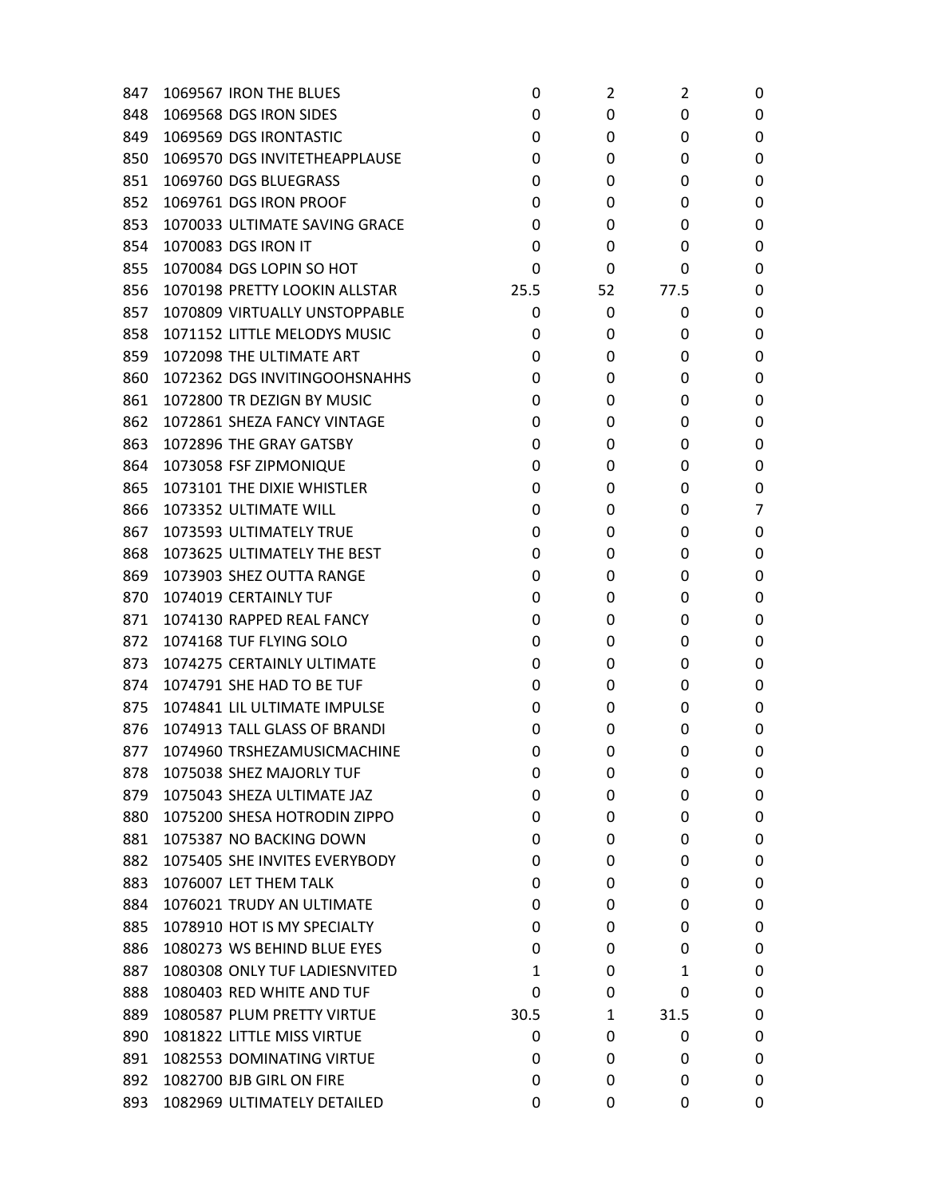| | | | | | | |
|---|---|---|---|---|---|---|
| 847 | 1069567 | IRON THE BLUES | 0 | 2 | 2 | 0 |
| 848 | 1069568 | DGS IRON SIDES | 0 | 0 | 0 | 0 |
| 849 | 1069569 | DGS IRONTASTIC | 0 | 0 | 0 | 0 |
| 850 | 1069570 | DGS INVITETHEAPPLAUSE | 0 | 0 | 0 | 0 |
| 851 | 1069760 | DGS BLUEGRASS | 0 | 0 | 0 | 0 |
| 852 | 1069761 | DGS IRON PROOF | 0 | 0 | 0 | 0 |
| 853 | 1070033 | ULTIMATE SAVING GRACE | 0 | 0 | 0 | 0 |
| 854 | 1070083 | DGS IRON IT | 0 | 0 | 0 | 0 |
| 855 | 1070084 | DGS LOPIN SO HOT | 0 | 0 | 0 | 0 |
| 856 | 1070198 | PRETTY LOOKIN ALLSTAR | 25.5 | 52 | 77.5 | 0 |
| 857 | 1070809 | VIRTUALLY UNSTOPPABLE | 0 | 0 | 0 | 0 |
| 858 | 1071152 | LITTLE MELODYS MUSIC | 0 | 0 | 0 | 0 |
| 859 | 1072098 | THE ULTIMATE ART | 0 | 0 | 0 | 0 |
| 860 | 1072362 | DGS INVITINGOOHSNAHHS | 0 | 0 | 0 | 0 |
| 861 | 1072800 | TR DEZIGN BY MUSIC | 0 | 0 | 0 | 0 |
| 862 | 1072861 | SHEZA FANCY VINTAGE | 0 | 0 | 0 | 0 |
| 863 | 1072896 | THE GRAY GATSBY | 0 | 0 | 0 | 0 |
| 864 | 1073058 | FSF ZIPMONIQUE | 0 | 0 | 0 | 0 |
| 865 | 1073101 | THE DIXIE WHISTLER | 0 | 0 | 0 | 0 |
| 866 | 1073352 | ULTIMATE WILL | 0 | 0 | 0 | 7 |
| 867 | 1073593 | ULTIMATELY TRUE | 0 | 0 | 0 | 0 |
| 868 | 1073625 | ULTIMATELY THE BEST | 0 | 0 | 0 | 0 |
| 869 | 1073903 | SHEZ OUTTA RANGE | 0 | 0 | 0 | 0 |
| 870 | 1074019 | CERTAINLY TUF | 0 | 0 | 0 | 0 |
| 871 | 1074130 | RAPPED REAL FANCY | 0 | 0 | 0 | 0 |
| 872 | 1074168 | TUF FLYING SOLO | 0 | 0 | 0 | 0 |
| 873 | 1074275 | CERTAINLY ULTIMATE | 0 | 0 | 0 | 0 |
| 874 | 1074791 | SHE HAD TO BE TUF | 0 | 0 | 0 | 0 |
| 875 | 1074841 | LIL ULTIMATE IMPULSE | 0 | 0 | 0 | 0 |
| 876 | 1074913 | TALL GLASS OF BRANDI | 0 | 0 | 0 | 0 |
| 877 | 1074960 | TRSHEZAMUSICMACHINE | 0 | 0 | 0 | 0 |
| 878 | 1075038 | SHEZ MAJORLY TUF | 0 | 0 | 0 | 0 |
| 879 | 1075043 | SHEZA ULTIMATE JAZ | 0 | 0 | 0 | 0 |
| 880 | 1075200 | SHESA HOTRODIN ZIPPO | 0 | 0 | 0 | 0 |
| 881 | 1075387 | NO BACKING DOWN | 0 | 0 | 0 | 0 |
| 882 | 1075405 | SHE INVITES EVERYBODY | 0 | 0 | 0 | 0 |
| 883 | 1076007 | LET THEM TALK | 0 | 0 | 0 | 0 |
| 884 | 1076021 | TRUDY AN ULTIMATE | 0 | 0 | 0 | 0 |
| 885 | 1078910 | HOT IS MY SPECIALTY | 0 | 0 | 0 | 0 |
| 886 | 1080273 | WS BEHIND BLUE EYES | 0 | 0 | 0 | 0 |
| 887 | 1080308 | ONLY TUF LADIESNVITED | 1 | 0 | 1 | 0 |
| 888 | 1080403 | RED WHITE AND TUF | 0 | 0 | 0 | 0 |
| 889 | 1080587 | PLUM PRETTY VIRTUE | 30.5 | 1 | 31.5 | 0 |
| 890 | 1081822 | LITTLE MISS VIRTUE | 0 | 0 | 0 | 0 |
| 891 | 1082553 | DOMINATING VIRTUE | 0 | 0 | 0 | 0 |
| 892 | 1082700 | BJB GIRL ON FIRE | 0 | 0 | 0 | 0 |
| 893 | 1082969 | ULTIMATELY DETAILED | 0 | 0 | 0 | 0 |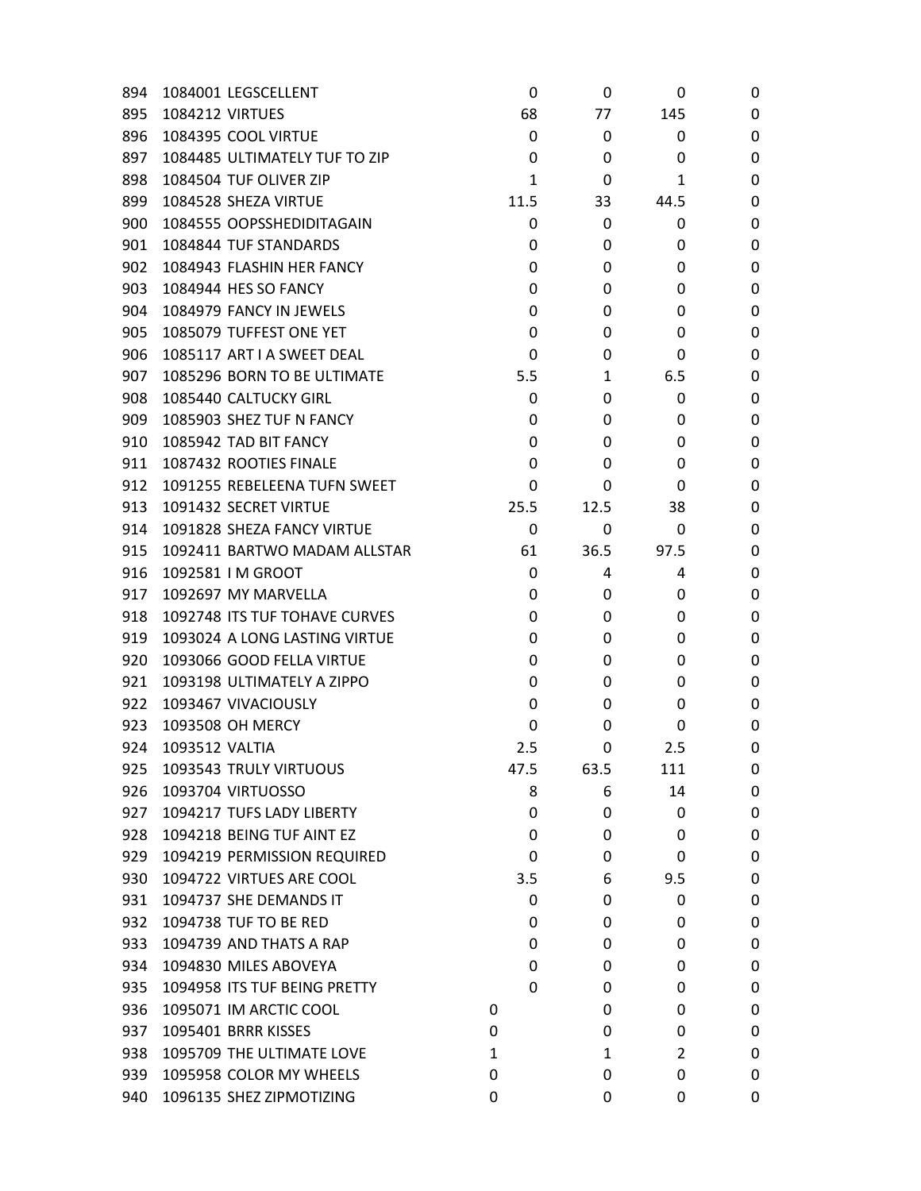| | | | | | | |
|---|---|---|---|---|---|---|
| 894 | 1084001 | LEGSCELLENT | 0 | 0 | 0 | 0 |
| 895 | 1084212 | VIRTUES | 68 | 77 | 145 | 0 |
| 896 | 1084395 | COOL VIRTUE | 0 | 0 | 0 | 0 |
| 897 | 1084485 | ULTIMATELY TUF TO ZIP | 0 | 0 | 0 | 0 |
| 898 | 1084504 | TUF OLIVER ZIP | 1 | 0 | 1 | 0 |
| 899 | 1084528 | SHEZA VIRTUE | 11.5 | 33 | 44.5 | 0 |
| 900 | 1084555 | OOPSSHEDIDITAGAIN | 0 | 0 | 0 | 0 |
| 901 | 1084844 | TUF STANDARDS | 0 | 0 | 0 | 0 |
| 902 | 1084943 | FLASHIN HER FANCY | 0 | 0 | 0 | 0 |
| 903 | 1084944 | HES SO FANCY | 0 | 0 | 0 | 0 |
| 904 | 1084979 | FANCY IN JEWELS | 0 | 0 | 0 | 0 |
| 905 | 1085079 | TUFFEST ONE YET | 0 | 0 | 0 | 0 |
| 906 | 1085117 | ART I A SWEET DEAL | 0 | 0 | 0 | 0 |
| 907 | 1085296 | BORN TO BE ULTIMATE | 5.5 | 1 | 6.5 | 0 |
| 908 | 1085440 | CALTUCKY GIRL | 0 | 0 | 0 | 0 |
| 909 | 1085903 | SHEZ TUF N FANCY | 0 | 0 | 0 | 0 |
| 910 | 1085942 | TAD BIT FANCY | 0 | 0 | 0 | 0 |
| 911 | 1087432 | ROOTIES FINALE | 0 | 0 | 0 | 0 |
| 912 | 1091255 | REBELEENA TUFN SWEET | 0 | 0 | 0 | 0 |
| 913 | 1091432 | SECRET VIRTUE | 25.5 | 12.5 | 38 | 0 |
| 914 | 1091828 | SHEZA FANCY VIRTUE | 0 | 0 | 0 | 0 |
| 915 | 1092411 | BARTWO MADAM ALLSTAR | 61 | 36.5 | 97.5 | 0 |
| 916 | 1092581 | I M GROOT | 0 | 4 | 4 | 0 |
| 917 | 1092697 | MY MARVELLA | 0 | 0 | 0 | 0 |
| 918 | 1092748 | ITS TUF TOHAVE CURVES | 0 | 0 | 0 | 0 |
| 919 | 1093024 | A LONG LASTING VIRTUE | 0 | 0 | 0 | 0 |
| 920 | 1093066 | GOOD FELLA VIRTUE | 0 | 0 | 0 | 0 |
| 921 | 1093198 | ULTIMATELY A ZIPPO | 0 | 0 | 0 | 0 |
| 922 | 1093467 | VIVACIOUSLY | 0 | 0 | 0 | 0 |
| 923 | 1093508 | OH MERCY | 0 | 0 | 0 | 0 |
| 924 | 1093512 | VALTIA | 2.5 | 0 | 2.5 | 0 |
| 925 | 1093543 | TRULY VIRTUOUS | 47.5 | 63.5 | 111 | 0 |
| 926 | 1093704 | VIRTUOSSO | 8 | 6 | 14 | 0 |
| 927 | 1094217 | TUFS LADY LIBERTY | 0 | 0 | 0 | 0 |
| 928 | 1094218 | BEING TUF AINT EZ | 0 | 0 | 0 | 0 |
| 929 | 1094219 | PERMISSION REQUIRED | 0 | 0 | 0 | 0 |
| 930 | 1094722 | VIRTUES ARE COOL | 3.5 | 6 | 9.5 | 0 |
| 931 | 1094737 | SHE DEMANDS IT | 0 | 0 | 0 | 0 |
| 932 | 1094738 | TUF TO BE RED | 0 | 0 | 0 | 0 |
| 933 | 1094739 | AND THATS A RAP | 0 | 0 | 0 | 0 |
| 934 | 1094830 | MILES ABOVEYA | 0 | 0 | 0 | 0 |
| 935 | 1094958 | ITS TUF BEING PRETTY | 0 | 0 | 0 | 0 |
| 936 | 1095071 | IM ARCTIC COOL | 0 | 0 | 0 | 0 |
| 937 | 1095401 | BRRR KISSES | 0 | 0 | 0 | 0 |
| 938 | 1095709 | THE ULTIMATE LOVE | 1 | 1 | 2 | 0 |
| 939 | 1095958 | COLOR MY WHEELS | 0 | 0 | 0 | 0 |
| 940 | 1096135 | SHEZ ZIPMOTIZING | 0 | 0 | 0 | 0 |